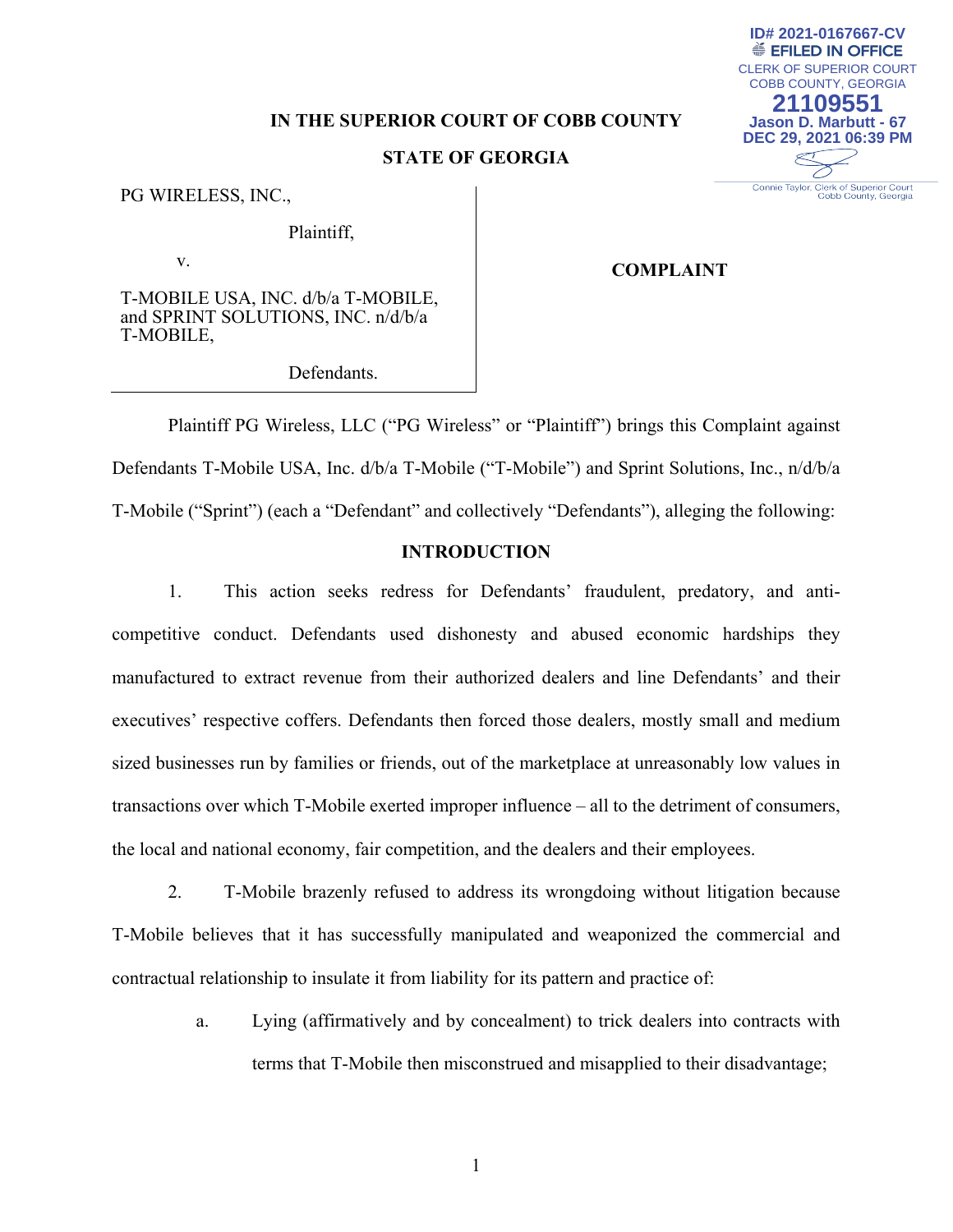ID# 2021-0167667-CV
EFILED IN OFFICE
CLERK OF SUPERIOR COURT
COBB COUNTY, GEORGIA
21109551
Jason D. Marbutt - 67
DEC 29, 2021 06:39 PM
Connie Taylor, Clerk of Superior Court
Cobb County, Georgia

**IN THE SUPERIOR COURT OF COBB COUNTY**

**STATE OF GEORGIA**

PG WIRELESS, INC.,

Plaintiff,

v.

T-MOBILE USA, INC. d/b/a T-MOBILE, and SPRINT SOLUTIONS, INC. n/d/b/a T-MOBILE,

Defendants.

**COMPLAINT**

Plaintiff PG Wireless, LLC ("PG Wireless" or "Plaintiff") brings this Complaint against Defendants T-Mobile USA, Inc. d/b/a T-Mobile ("T-Mobile") and Sprint Solutions, Inc., n/d/b/a T-Mobile ("Sprint") (each a "Defendant" and collectively "Defendants"), alleging the following:

## INTRODUCTION

1. This action seeks redress for Defendants' fraudulent, predatory, and anti-competitive conduct. Defendants used dishonesty and abused economic hardships they manufactured to extract revenue from their authorized dealers and line Defendants' and their executives' respective coffers. Defendants then forced those dealers, mostly small and medium sized businesses run by families or friends, out of the marketplace at unreasonably low values in transactions over which T-Mobile exerted improper influence – all to the detriment of consumers, the local and national economy, fair competition, and the dealers and their employees.

2. T-Mobile brazenly refused to address its wrongdoing without litigation because T-Mobile believes that it has successfully manipulated and weaponized the commercial and contractual relationship to insulate it from liability for its pattern and practice of:

   a. Lying (affirmatively and by concealment) to trick dealers into contracts with terms that T-Mobile then misconstrued and misapplied to their disadvantage;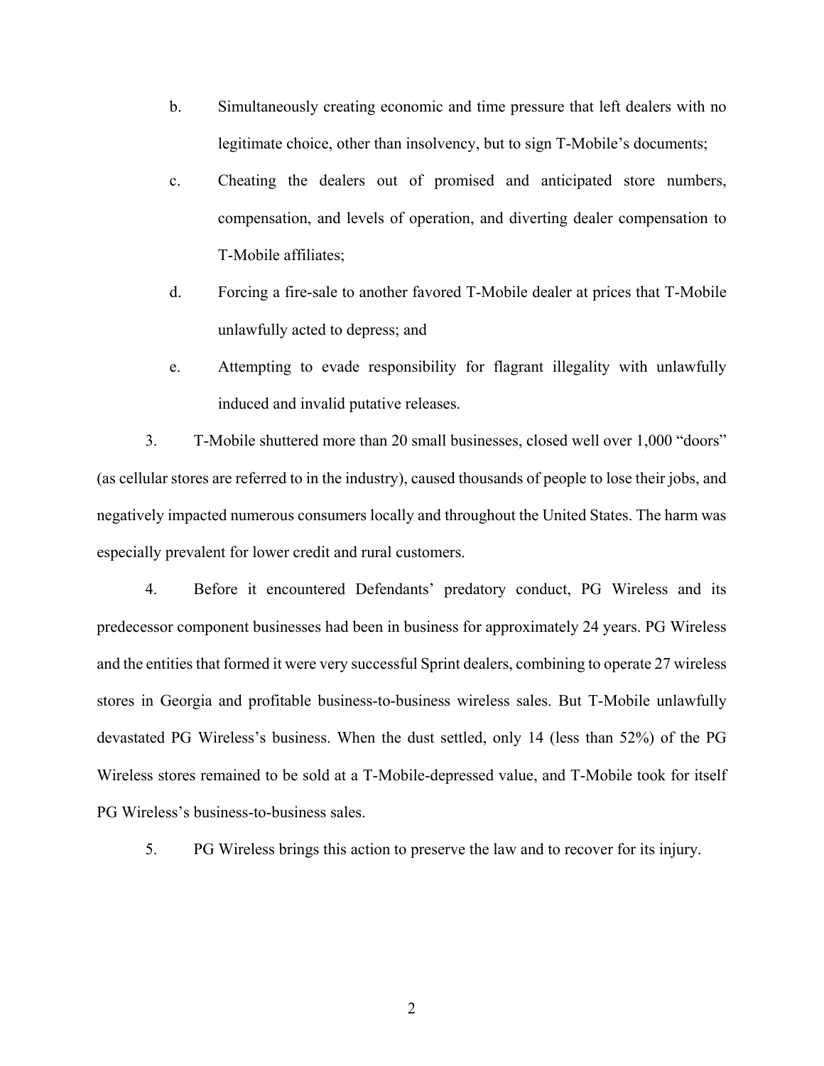b. Simultaneously creating economic and time pressure that left dealers with no legitimate choice, other than insolvency, but to sign T-Mobile's documents;

c. Cheating the dealers out of promised and anticipated store numbers, compensation, and levels of operation, and diverting dealer compensation to T-Mobile affiliates;

d. Forcing a fire-sale to another favored T-Mobile dealer at prices that T-Mobile unlawfully acted to depress; and

e. Attempting to evade responsibility for flagrant illegality with unlawfully induced and invalid putative releases.

3. T-Mobile shuttered more than 20 small businesses, closed well over 1,000 "doors" (as cellular stores are referred to in the industry), caused thousands of people to lose their jobs, and negatively impacted numerous consumers locally and throughout the United States. The harm was especially prevalent for lower credit and rural customers.

4. Before it encountered Defendants' predatory conduct, PG Wireless and its predecessor component businesses had been in business for approximately 24 years. PG Wireless and the entities that formed it were very successful Sprint dealers, combining to operate 27 wireless stores in Georgia and profitable business-to-business wireless sales. But T-Mobile unlawfully devastated PG Wireless's business. When the dust settled, only 14 (less than 52%) of the PG Wireless stores remained to be sold at a T-Mobile-depressed value, and T-Mobile took for itself PG Wireless's business-to-business sales.

5. PG Wireless brings this action to preserve the law and to recover for its injury.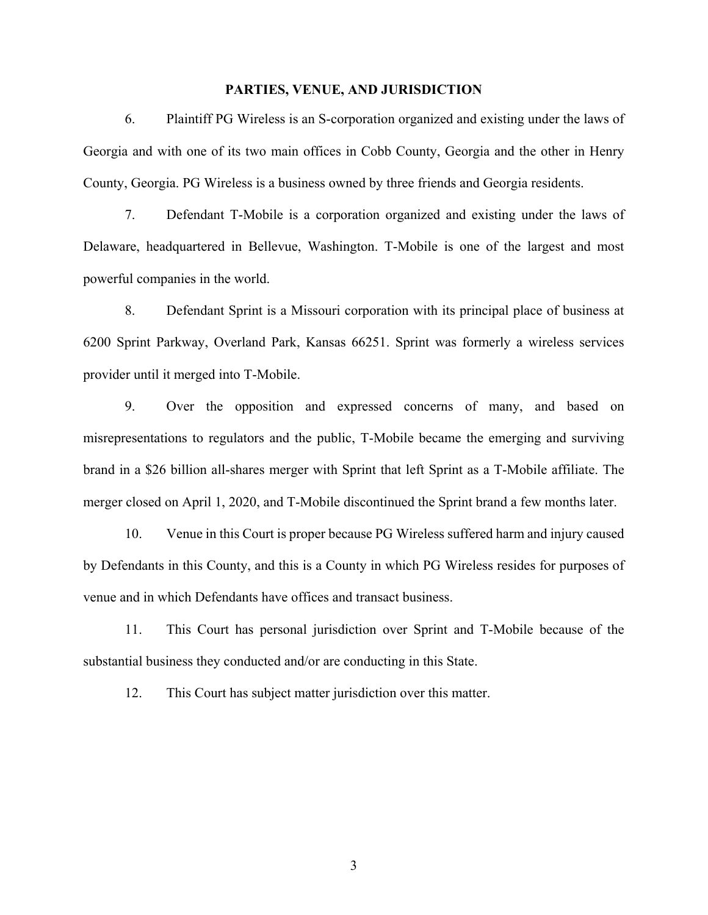## PARTIES, VENUE, AND JURISDICTION

6. Plaintiff PG Wireless is an S-corporation organized and existing under the laws of Georgia and with one of its two main offices in Cobb County, Georgia and the other in Henry County, Georgia. PG Wireless is a business owned by three friends and Georgia residents.

7. Defendant T-Mobile is a corporation organized and existing under the laws of Delaware, headquartered in Bellevue, Washington. T-Mobile is one of the largest and most powerful companies in the world.

8. Defendant Sprint is a Missouri corporation with its principal place of business at 6200 Sprint Parkway, Overland Park, Kansas 66251. Sprint was formerly a wireless services provider until it merged into T-Mobile.

9. Over the opposition and expressed concerns of many, and based on misrepresentations to regulators and the public, T-Mobile became the emerging and surviving brand in a $26 billion all-shares merger with Sprint that left Sprint as a T-Mobile affiliate. The merger closed on April 1, 2020, and T-Mobile discontinued the Sprint brand a few months later.

10. Venue in this Court is proper because PG Wireless suffered harm and injury caused by Defendants in this County, and this is a County in which PG Wireless resides for purposes of venue and in which Defendants have offices and transact business.

11. This Court has personal jurisdiction over Sprint and T-Mobile because of the substantial business they conducted and/or are conducting in this State.

12. This Court has subject matter jurisdiction over this matter.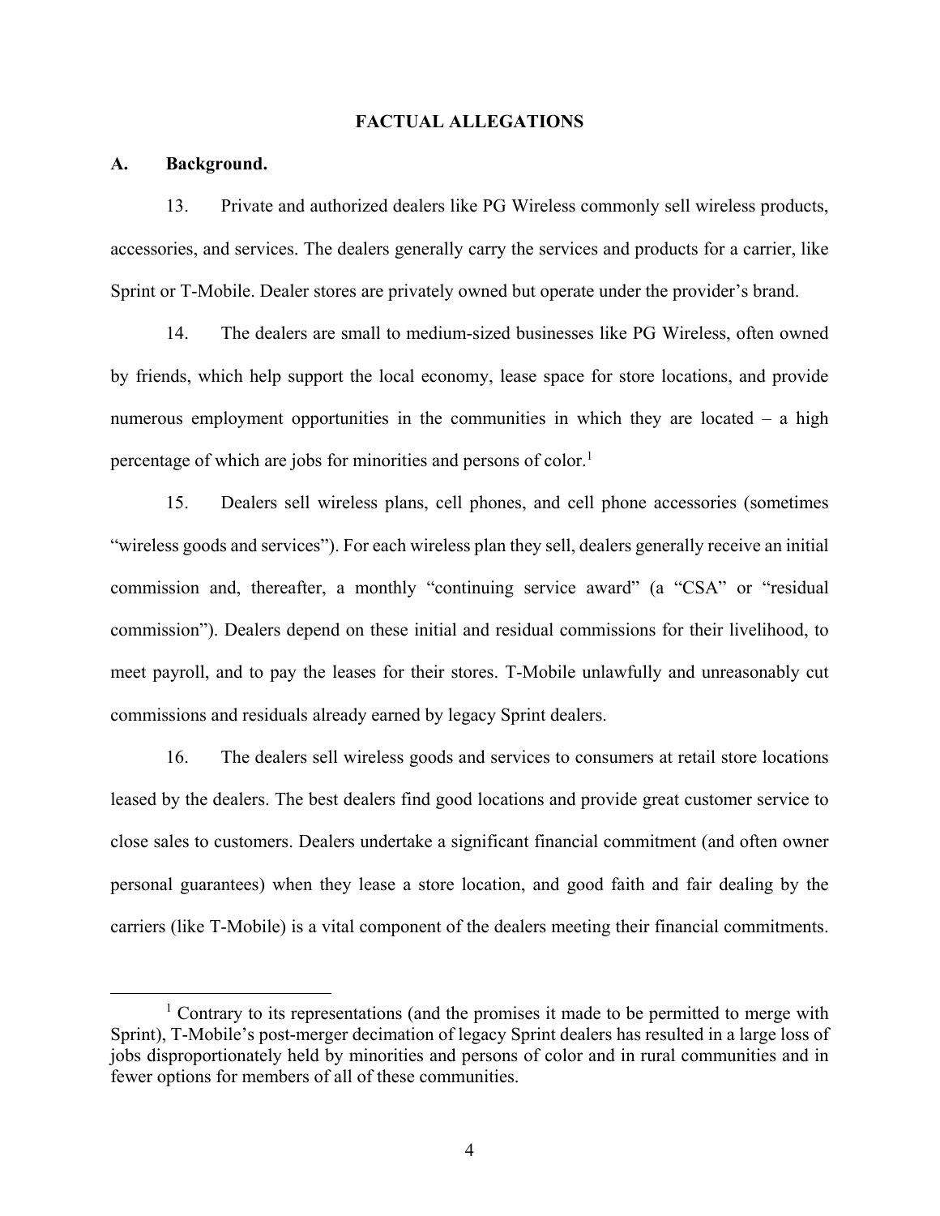## FACTUAL ALLEGATIONS

### A. Background.

13. Private and authorized dealers like PG Wireless commonly sell wireless products, accessories, and services. The dealers generally carry the services and products for a carrier, like Sprint or T-Mobile. Dealer stores are privately owned but operate under the provider's brand.

14. The dealers are small to medium-sized businesses like PG Wireless, often owned by friends, which help support the local economy, lease space for store locations, and provide numerous employment opportunities in the communities in which they are located – a high percentage of which are jobs for minorities and persons of color.[1]

15. Dealers sell wireless plans, cell phones, and cell phone accessories (sometimes "wireless goods and services"). For each wireless plan they sell, dealers generally receive an initial commission and, thereafter, a monthly "continuing service award" (a "CSA" or "residual commission"). Dealers depend on these initial and residual commissions for their livelihood, to meet payroll, and to pay the leases for their stores. T-Mobile unlawfully and unreasonably cut commissions and residuals already earned by legacy Sprint dealers.

16. The dealers sell wireless goods and services to consumers at retail store locations leased by the dealers. The best dealers find good locations and provide great customer service to close sales to customers. Dealers undertake a significant financial commitment (and often owner personal guarantees) when they lease a store location, and good faith and fair dealing by the carriers (like T-Mobile) is a vital component of the dealers meeting their financial commitments.

---

[1] Contrary to its representations (and the promises it made to be permitted to merge with Sprint), T-Mobile's post-merger decimation of legacy Sprint dealers has resulted in a large loss of jobs disproportionately held by minorities and persons of color and in rural communities and in fewer options for members of all of these communities.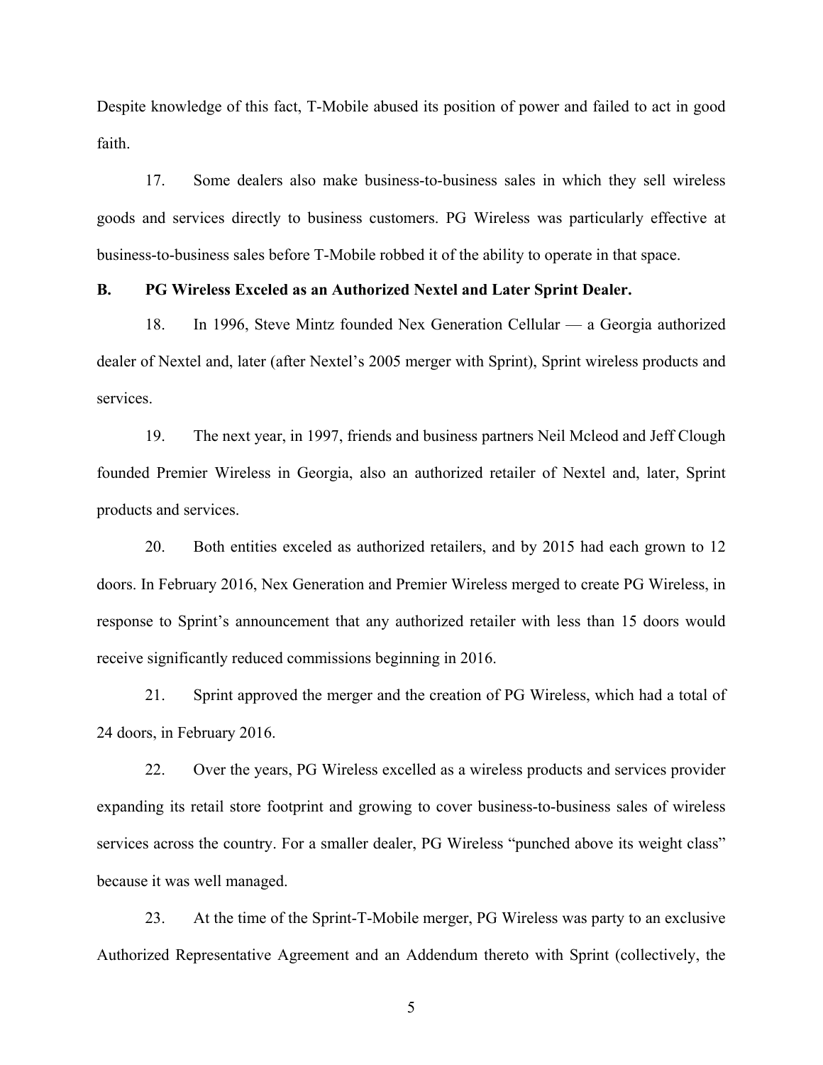Despite knowledge of this fact, T-Mobile abused its position of power and failed to act in good faith.

17. Some dealers also make business-to-business sales in which they sell wireless goods and services directly to business customers. PG Wireless was particularly effective at business-to-business sales before T-Mobile robbed it of the ability to operate in that space.

**B. PG Wireless Exceled as an Authorized Nextel and Later Sprint Dealer.**

18. In 1996, Steve Mintz founded Nex Generation Cellular — a Georgia authorized dealer of Nextel and, later (after Nextel's 2005 merger with Sprint), Sprint wireless products and services.

19. The next year, in 1997, friends and business partners Neil Mcleod and Jeff Clough founded Premier Wireless in Georgia, also an authorized retailer of Nextel and, later, Sprint products and services.

20. Both entities exceled as authorized retailers, and by 2015 had each grown to 12 doors. In February 2016, Nex Generation and Premier Wireless merged to create PG Wireless, in response to Sprint's announcement that any authorized retailer with less than 15 doors would receive significantly reduced commissions beginning in 2016.

21. Sprint approved the merger and the creation of PG Wireless, which had a total of 24 doors, in February 2016.

22. Over the years, PG Wireless excelled as a wireless products and services provider expanding its retail store footprint and growing to cover business-to-business sales of wireless services across the country. For a smaller dealer, PG Wireless "punched above its weight class" because it was well managed.

23. At the time of the Sprint-T-Mobile merger, PG Wireless was party to an exclusive Authorized Representative Agreement and an Addendum thereto with Sprint (collectively, the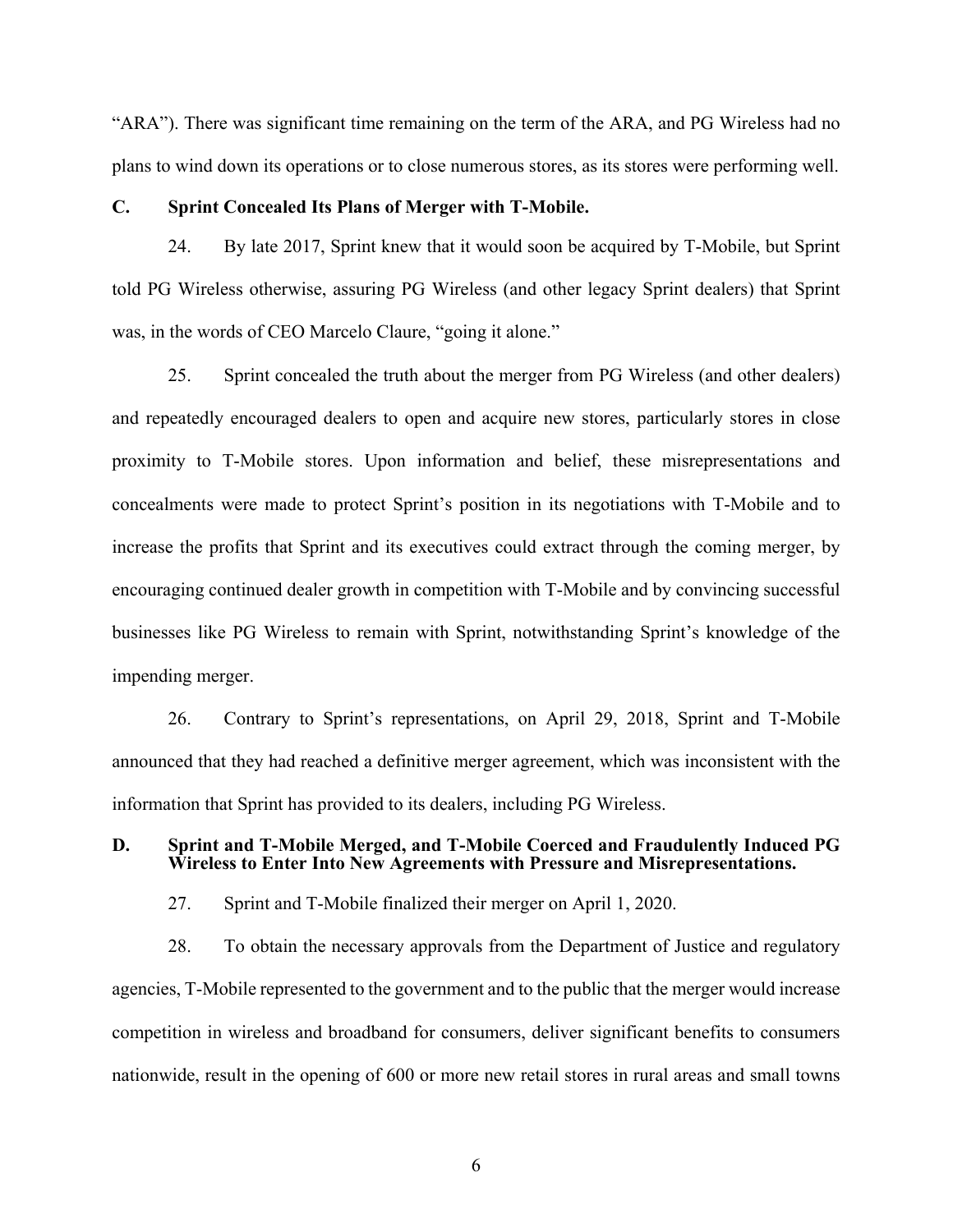"ARA"). There was significant time remaining on the term of the ARA, and PG Wireless had no plans to wind down its operations or to close numerous stores, as its stores were performing well.

### C. Sprint Concealed Its Plans of Merger with T-Mobile.

24. By late 2017, Sprint knew that it would soon be acquired by T-Mobile, but Sprint told PG Wireless otherwise, assuring PG Wireless (and other legacy Sprint dealers) that Sprint was, in the words of CEO Marcelo Claure, "going it alone."

25. Sprint concealed the truth about the merger from PG Wireless (and other dealers) and repeatedly encouraged dealers to open and acquire new stores, particularly stores in close proximity to T-Mobile stores. Upon information and belief, these misrepresentations and concealments were made to protect Sprint's position in its negotiations with T-Mobile and to increase the profits that Sprint and its executives could extract through the coming merger, by encouraging continued dealer growth in competition with T-Mobile and by convincing successful businesses like PG Wireless to remain with Sprint, notwithstanding Sprint's knowledge of the impending merger.

26. Contrary to Sprint's representations, on April 29, 2018, Sprint and T-Mobile announced that they had reached a definitive merger agreement, which was inconsistent with the information that Sprint has provided to its dealers, including PG Wireless.

### D. Sprint and T-Mobile Merged, and T-Mobile Coerced and Fraudulently Induced PG Wireless to Enter Into New Agreements with Pressure and Misrepresentations.

27. Sprint and T-Mobile finalized their merger on April 1, 2020.

28. To obtain the necessary approvals from the Department of Justice and regulatory agencies, T-Mobile represented to the government and to the public that the merger would increase competition in wireless and broadband for consumers, deliver significant benefits to consumers nationwide, result in the opening of 600 or more new retail stores in rural areas and small towns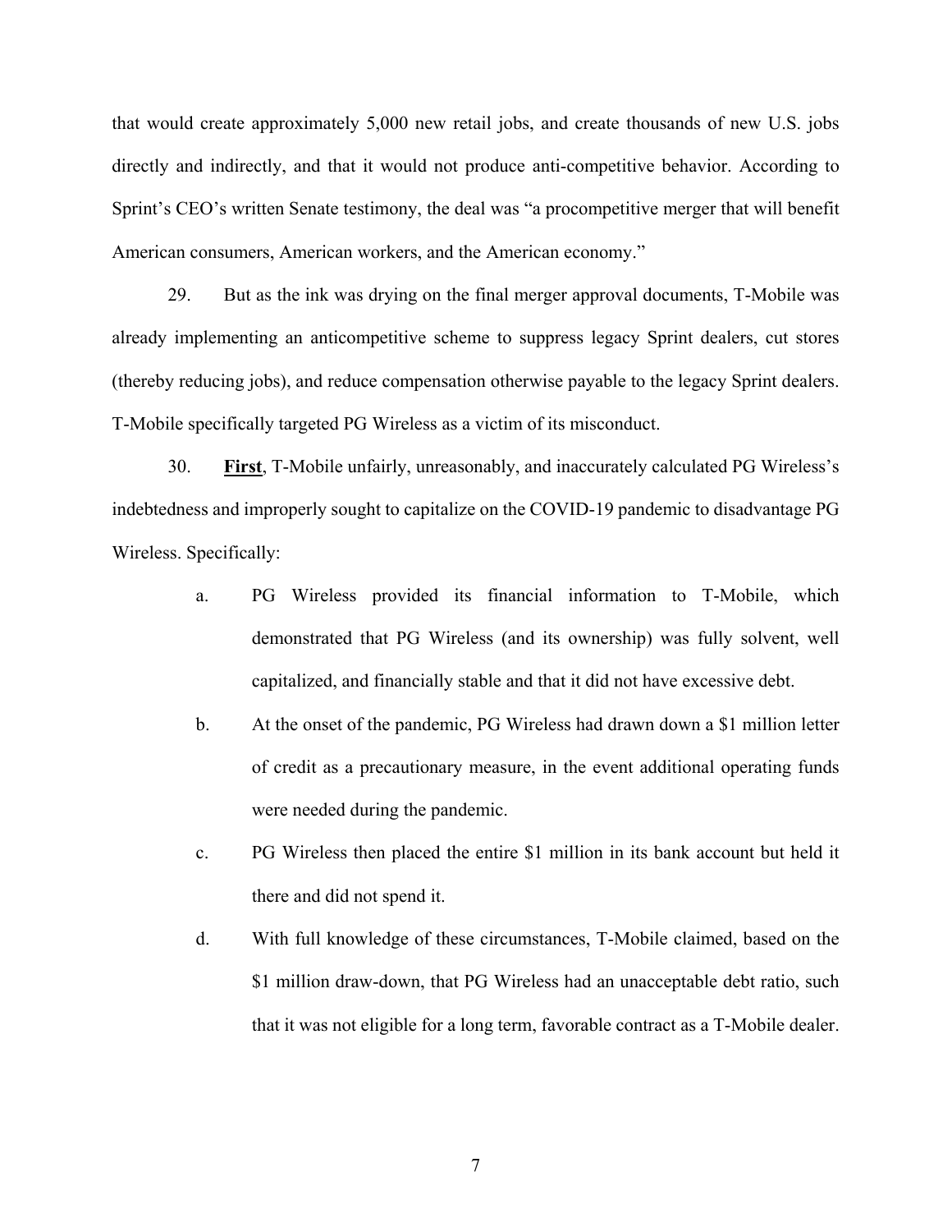that would create approximately 5,000 new retail jobs, and create thousands of new U.S. jobs directly and indirectly, and that it would not produce anti-competitive behavior. According to Sprint's CEO's written Senate testimony, the deal was "a procompetitive merger that will benefit American consumers, American workers, and the American economy."

29. But as the ink was drying on the final merger approval documents, T-Mobile was already implementing an anticompetitive scheme to suppress legacy Sprint dealers, cut stores (thereby reducing jobs), and reduce compensation otherwise payable to the legacy Sprint dealers. T-Mobile specifically targeted PG Wireless as a victim of its misconduct.

30. **First**, T-Mobile unfairly, unreasonably, and inaccurately calculated PG Wireless's indebtedness and improperly sought to capitalize on the COVID-19 pandemic to disadvantage PG Wireless. Specifically:

a. PG Wireless provided its financial information to T-Mobile, which demonstrated that PG Wireless (and its ownership) was fully solvent, well capitalized, and financially stable and that it did not have excessive debt.

b. At the onset of the pandemic, PG Wireless had drawn down a $1 million letter of credit as a precautionary measure, in the event additional operating funds were needed during the pandemic.

c. PG Wireless then placed the entire $1 million in its bank account but held it there and did not spend it.

d. With full knowledge of these circumstances, T-Mobile claimed, based on the $1 million draw-down, that PG Wireless had an unacceptable debt ratio, such that it was not eligible for a long term, favorable contract as a T-Mobile dealer.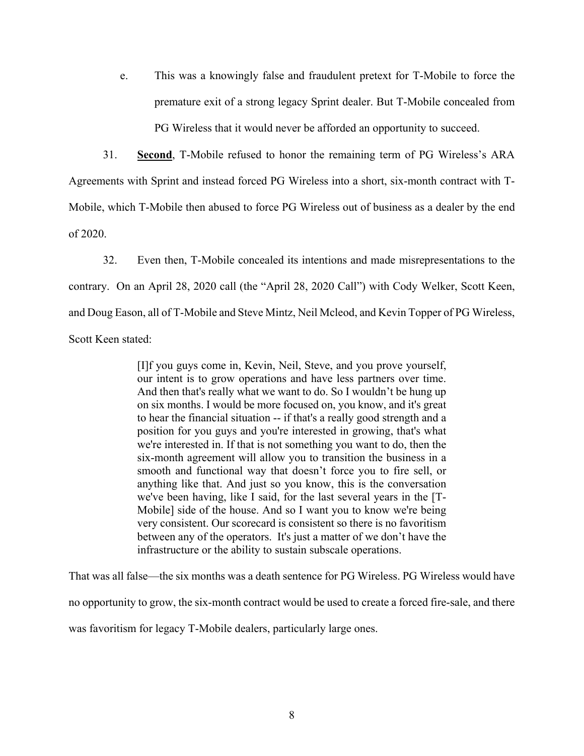e. This was a knowingly false and fraudulent pretext for T-Mobile to force the premature exit of a strong legacy Sprint dealer. But T-Mobile concealed from PG Wireless that it would never be afforded an opportunity to succeed.

31. **Second**, T-Mobile refused to honor the remaining term of PG Wireless's ARA Agreements with Sprint and instead forced PG Wireless into a short, six-month contract with T-Mobile, which T-Mobile then abused to force PG Wireless out of business as a dealer by the end of 2020.

32. Even then, T-Mobile concealed its intentions and made misrepresentations to the contrary. On an April 28, 2020 call (the "April 28, 2020 Call") with Cody Welker, Scott Keen, and Doug Eason, all of T-Mobile and Steve Mintz, Neil Mcleod, and Kevin Topper of PG Wireless, Scott Keen stated:

> [I]f you guys come in, Kevin, Neil, Steve, and you prove yourself, our intent is to grow operations and have less partners over time. And then that's really what we want to do. So I wouldn't be hung up on six months. I would be more focused on, you know, and it's great to hear the financial situation -- if that's a really good strength and a position for you guys and you're interested in growing, that's what we're interested in. If that is not something you want to do, then the six-month agreement will allow you to transition the business in a smooth and functional way that doesn't force you to fire sell, or anything like that. And just so you know, this is the conversation we've been having, like I said, for the last several years in the [T-Mobile] side of the house. And so I want you to know we're being very consistent. Our scorecard is consistent so there is no favoritism between any of the operators. It's just a matter of we don't have the infrastructure or the ability to sustain subscale operations.

That was all false—the six months was a death sentence for PG Wireless. PG Wireless would have no opportunity to grow, the six-month contract would be used to create a forced fire-sale, and there was favoritism for legacy T-Mobile dealers, particularly large ones.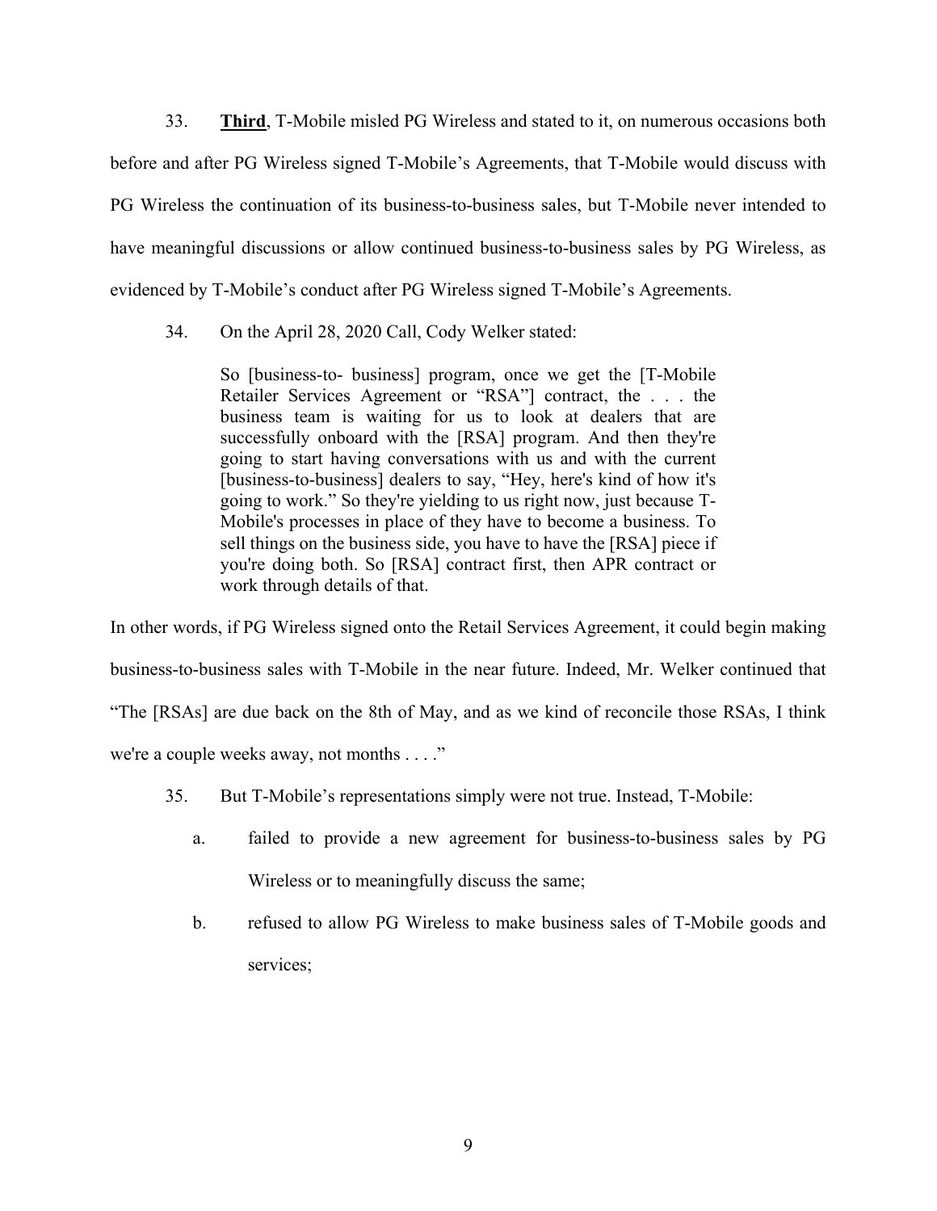33. **Third**, T-Mobile misled PG Wireless and stated to it, on numerous occasions both before and after PG Wireless signed T-Mobile's Agreements, that T-Mobile would discuss with PG Wireless the continuation of its business-to-business sales, but T-Mobile never intended to have meaningful discussions or allow continued business-to-business sales by PG Wireless, as evidenced by T-Mobile's conduct after PG Wireless signed T-Mobile's Agreements.

34. On the April 28, 2020 Call, Cody Welker stated:

> So [business-to- business] program, once we get the [T-Mobile Retailer Services Agreement or "RSA"] contract, the . . . the business team is waiting for us to look at dealers that are successfully onboard with the [RSA] program. And then they're going to start having conversations with us and with the current [business-to-business] dealers to say, "Hey, here's kind of how it's going to work." So they're yielding to us right now, just because T-Mobile's processes in place of they have to become a business. To sell things on the business side, you have to have the [RSA] piece if you're doing both. So [RSA] contract first, then APR contract or work through details of that.

In other words, if PG Wireless signed onto the Retail Services Agreement, it could begin making business-to-business sales with T-Mobile in the near future. Indeed, Mr. Welker continued that "The [RSAs] are due back on the 8th of May, and as we kind of reconcile those RSAs, I think we're a couple weeks away, not months . . . ."

35. But T-Mobile's representations simply were not true. Instead, T-Mobile:

a. failed to provide a new agreement for business-to-business sales by PG Wireless or to meaningfully discuss the same;

b. refused to allow PG Wireless to make business sales of T-Mobile goods and services;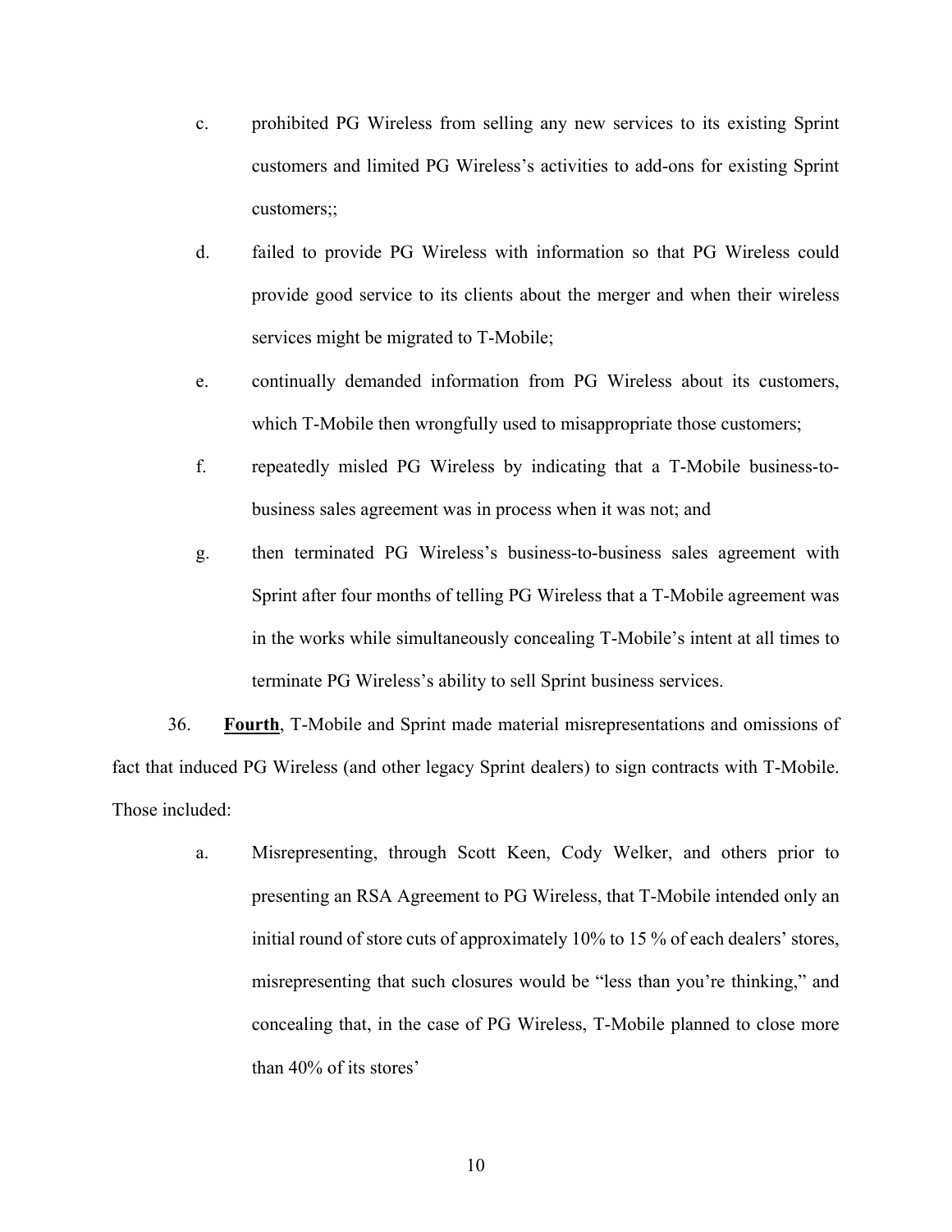c. prohibited PG Wireless from selling any new services to its existing Sprint customers and limited PG Wireless's activities to add-ons for existing Sprint customers;;

d. failed to provide PG Wireless with information so that PG Wireless could provide good service to its clients about the merger and when their wireless services might be migrated to T-Mobile;

e. continually demanded information from PG Wireless about its customers, which T-Mobile then wrongfully used to misappropriate those customers;

f. repeatedly misled PG Wireless by indicating that a T-Mobile business-to-business sales agreement was in process when it was not; and

g. then terminated PG Wireless's business-to-business sales agreement with Sprint after four months of telling PG Wireless that a T-Mobile agreement was in the works while simultaneously concealing T-Mobile's intent at all times to terminate PG Wireless's ability to sell Sprint business services.

36. **Fourth**, T-Mobile and Sprint made material misrepresentations and omissions of fact that induced PG Wireless (and other legacy Sprint dealers) to sign contracts with T-Mobile. Those included:

a. Misrepresenting, through Scott Keen, Cody Welker, and others prior to presenting an RSA Agreement to PG Wireless, that T-Mobile intended only an initial round of store cuts of approximately 10% to 15 % of each dealers' stores, misrepresenting that such closures would be "less than you're thinking," and concealing that, in the case of PG Wireless, T-Mobile planned to close more than 40% of its stores'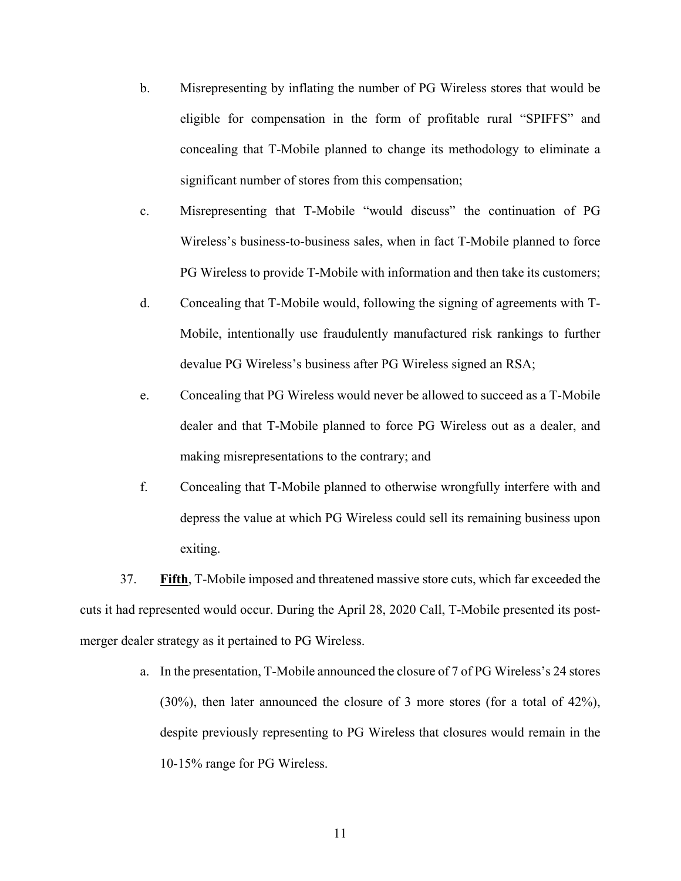b. Misrepresenting by inflating the number of PG Wireless stores that would be eligible for compensation in the form of profitable rural "SPIFFS" and concealing that T-Mobile planned to change its methodology to eliminate a significant number of stores from this compensation;

c. Misrepresenting that T-Mobile "would discuss" the continuation of PG Wireless's business-to-business sales, when in fact T-Mobile planned to force PG Wireless to provide T-Mobile with information and then take its customers;

d. Concealing that T-Mobile would, following the signing of agreements with T-Mobile, intentionally use fraudulently manufactured risk rankings to further devalue PG Wireless's business after PG Wireless signed an RSA;

e. Concealing that PG Wireless would never be allowed to succeed as a T-Mobile dealer and that T-Mobile planned to force PG Wireless out as a dealer, and making misrepresentations to the contrary; and

f. Concealing that T-Mobile planned to otherwise wrongfully interfere with and depress the value at which PG Wireless could sell its remaining business upon exiting.

37. **Fifth**, T-Mobile imposed and threatened massive store cuts, which far exceeded the cuts it had represented would occur. During the April 28, 2020 Call, T-Mobile presented its post-merger dealer strategy as it pertained to PG Wireless.

a. In the presentation, T-Mobile announced the closure of 7 of PG Wireless's 24 stores (30%), then later announced the closure of 3 more stores (for a total of 42%), despite previously representing to PG Wireless that closures would remain in the 10-15% range for PG Wireless.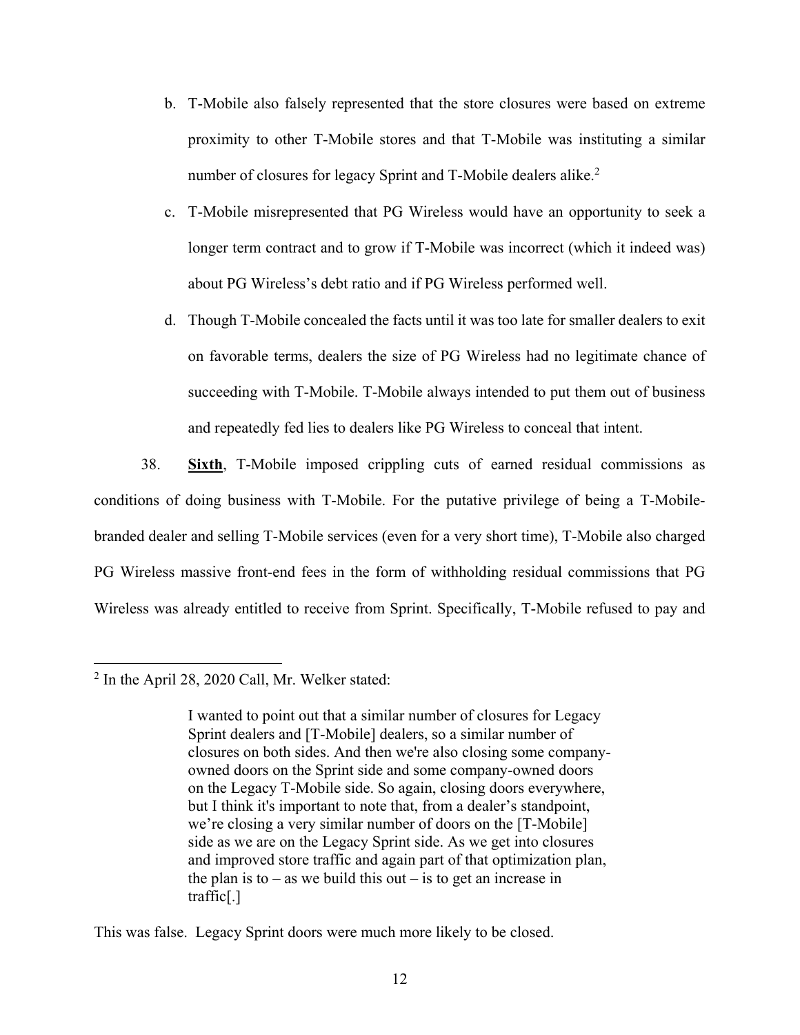b. T-Mobile also falsely represented that the store closures were based on extreme proximity to other T-Mobile stores and that T-Mobile was instituting a similar number of closures for legacy Sprint and T-Mobile dealers alike.[2]

c. T-Mobile misrepresented that PG Wireless would have an opportunity to seek a longer term contract and to grow if T-Mobile was incorrect (which it indeed was) about PG Wireless's debt ratio and if PG Wireless performed well.

d. Though T-Mobile concealed the facts until it was too late for smaller dealers to exit on favorable terms, dealers the size of PG Wireless had no legitimate chance of succeeding with T-Mobile. T-Mobile always intended to put them out of business and repeatedly fed lies to dealers like PG Wireless to conceal that intent.

38. **Sixth**, T-Mobile imposed crippling cuts of earned residual commissions as conditions of doing business with T-Mobile. For the putative privilege of being a T-Mobile-branded dealer and selling T-Mobile services (even for a very short time), T-Mobile also charged PG Wireless massive front-end fees in the form of withholding residual commissions that PG Wireless was already entitled to receive from Sprint. Specifically, T-Mobile refused to pay and

---

[2] In the April 28, 2020 Call, Mr. Welker stated:

> I wanted to point out that a similar number of closures for Legacy Sprint dealers and [T-Mobile] dealers, so a similar number of closures on both sides. And then we're also closing some company-owned doors on the Sprint side and some company-owned doors on the Legacy T-Mobile side. So again, closing doors everywhere, but I think it's important to note that, from a dealer's standpoint, we're closing a very similar number of doors on the [T-Mobile] side as we are on the Legacy Sprint side. As we get into closures and improved store traffic and again part of that optimization plan, the plan is to – as we build this out – is to get an increase in traffic[.]

This was false. Legacy Sprint doors were much more likely to be closed.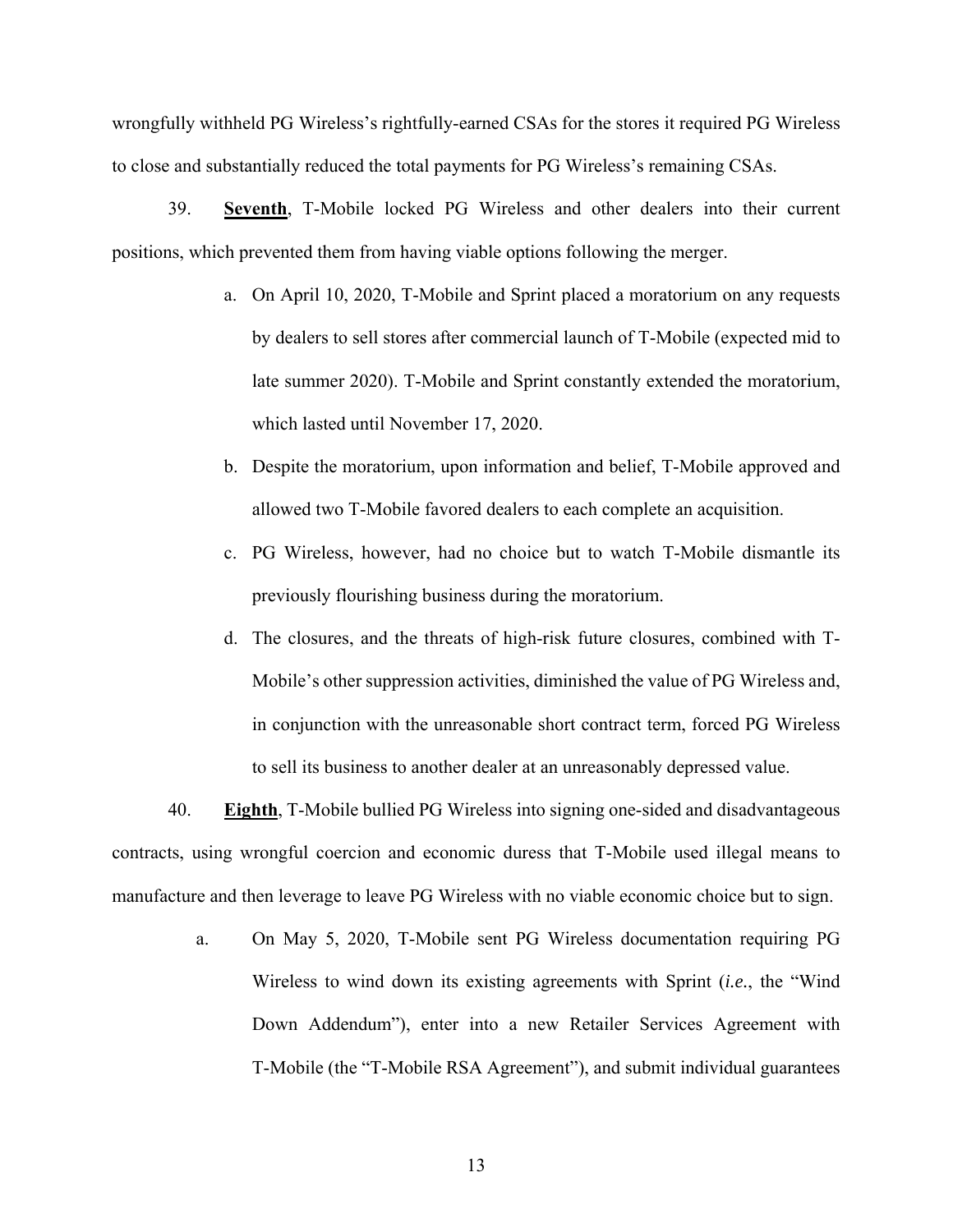wrongfully withheld PG Wireless's rightfully-earned CSAs for the stores it required PG Wireless to close and substantially reduced the total payments for PG Wireless's remaining CSAs.

39. **Seventh**, T-Mobile locked PG Wireless and other dealers into their current positions, which prevented them from having viable options following the merger.

a. On April 10, 2020, T-Mobile and Sprint placed a moratorium on any requests by dealers to sell stores after commercial launch of T-Mobile (expected mid to late summer 2020). T-Mobile and Sprint constantly extended the moratorium, which lasted until November 17, 2020.

b. Despite the moratorium, upon information and belief, T-Mobile approved and allowed two T-Mobile favored dealers to each complete an acquisition.

c. PG Wireless, however, had no choice but to watch T-Mobile dismantle its previously flourishing business during the moratorium.

d. The closures, and the threats of high-risk future closures, combined with T-Mobile's other suppression activities, diminished the value of PG Wireless and, in conjunction with the unreasonable short contract term, forced PG Wireless to sell its business to another dealer at an unreasonably depressed value.

40. **Eighth**, T-Mobile bullied PG Wireless into signing one-sided and disadvantageous contracts, using wrongful coercion and economic duress that T-Mobile used illegal means to manufacture and then leverage to leave PG Wireless with no viable economic choice but to sign.

a. On May 5, 2020, T-Mobile sent PG Wireless documentation requiring PG Wireless to wind down its existing agreements with Sprint (*i.e.*, the "Wind Down Addendum"), enter into a new Retailer Services Agreement with T-Mobile (the "T-Mobile RSA Agreement"), and submit individual guarantees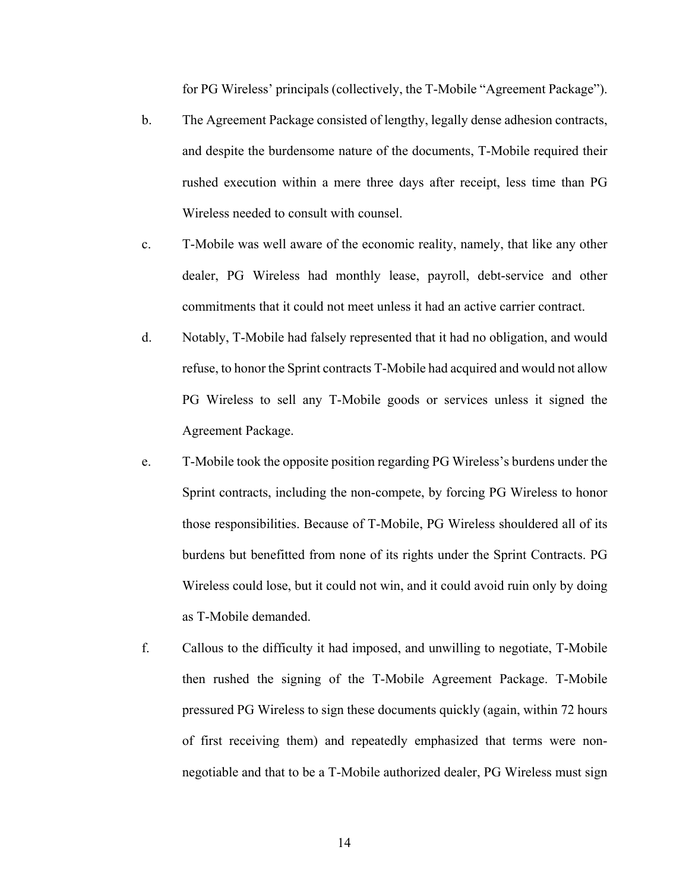for PG Wireless' principals (collectively, the T-Mobile "Agreement Package").

b. The Agreement Package consisted of lengthy, legally dense adhesion contracts, and despite the burdensome nature of the documents, T-Mobile required their rushed execution within a mere three days after receipt, less time than PG Wireless needed to consult with counsel.

c. T-Mobile was well aware of the economic reality, namely, that like any other dealer, PG Wireless had monthly lease, payroll, debt-service and other commitments that it could not meet unless it had an active carrier contract.

d. Notably, T-Mobile had falsely represented that it had no obligation, and would refuse, to honor the Sprint contracts T-Mobile had acquired and would not allow PG Wireless to sell any T-Mobile goods or services unless it signed the Agreement Package.

e. T-Mobile took the opposite position regarding PG Wireless's burdens under the Sprint contracts, including the non-compete, by forcing PG Wireless to honor those responsibilities. Because of T-Mobile, PG Wireless shouldered all of its burdens but benefitted from none of its rights under the Sprint Contracts. PG Wireless could lose, but it could not win, and it could avoid ruin only by doing as T-Mobile demanded.

f. Callous to the difficulty it had imposed, and unwilling to negotiate, T-Mobile then rushed the signing of the T-Mobile Agreement Package. T-Mobile pressured PG Wireless to sign these documents quickly (again, within 72 hours of first receiving them) and repeatedly emphasized that terms were non-negotiable and that to be a T-Mobile authorized dealer, PG Wireless must sign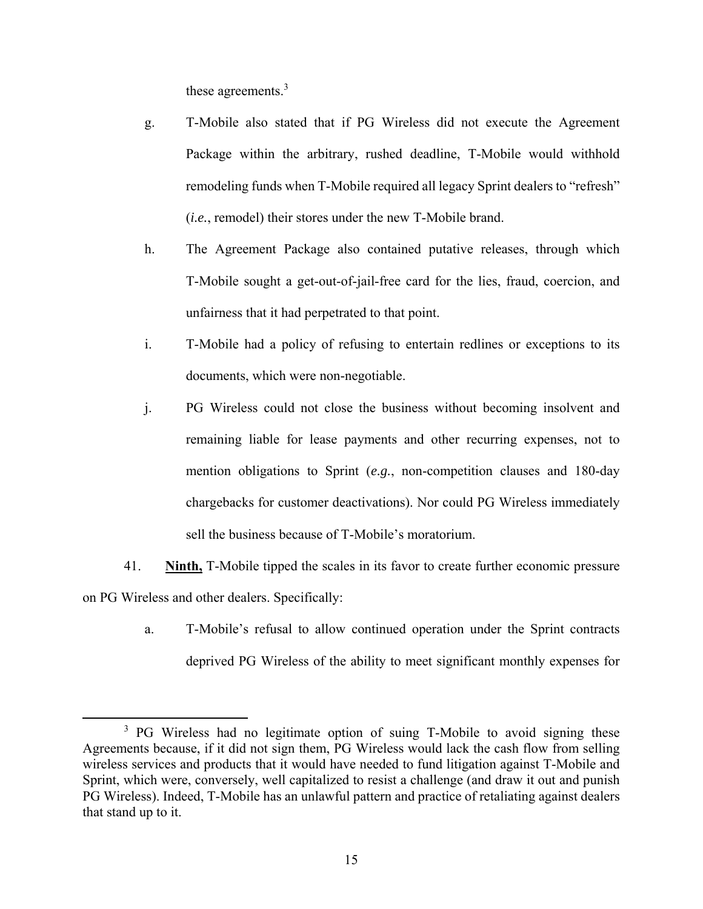these agreements.[3]

g. T-Mobile also stated that if PG Wireless did not execute the Agreement Package within the arbitrary, rushed deadline, T-Mobile would withhold remodeling funds when T-Mobile required all legacy Sprint dealers to "refresh" (*i.e.*, remodel) their stores under the new T-Mobile brand.

h. The Agreement Package also contained putative releases, through which T-Mobile sought a get-out-of-jail-free card for the lies, fraud, coercion, and unfairness that it had perpetrated to that point.

i. T-Mobile had a policy of refusing to entertain redlines or exceptions to its documents, which were non-negotiable.

j. PG Wireless could not close the business without becoming insolvent and remaining liable for lease payments and other recurring expenses, not to mention obligations to Sprint (*e.g.*, non-competition clauses and 180-day chargebacks for customer deactivations). Nor could PG Wireless immediately sell the business because of T-Mobile's moratorium.

41. **Ninth,** T-Mobile tipped the scales in its favor to create further economic pressure on PG Wireless and other dealers. Specifically:

a. T-Mobile's refusal to allow continued operation under the Sprint contracts deprived PG Wireless of the ability to meet significant monthly expenses for

---

[3] PG Wireless had no legitimate option of suing T-Mobile to avoid signing these Agreements because, if it did not sign them, PG Wireless would lack the cash flow from selling wireless services and products that it would have needed to fund litigation against T-Mobile and Sprint, which were, conversely, well capitalized to resist a challenge (and draw it out and punish PG Wireless). Indeed, T-Mobile has an unlawful pattern and practice of retaliating against dealers that stand up to it.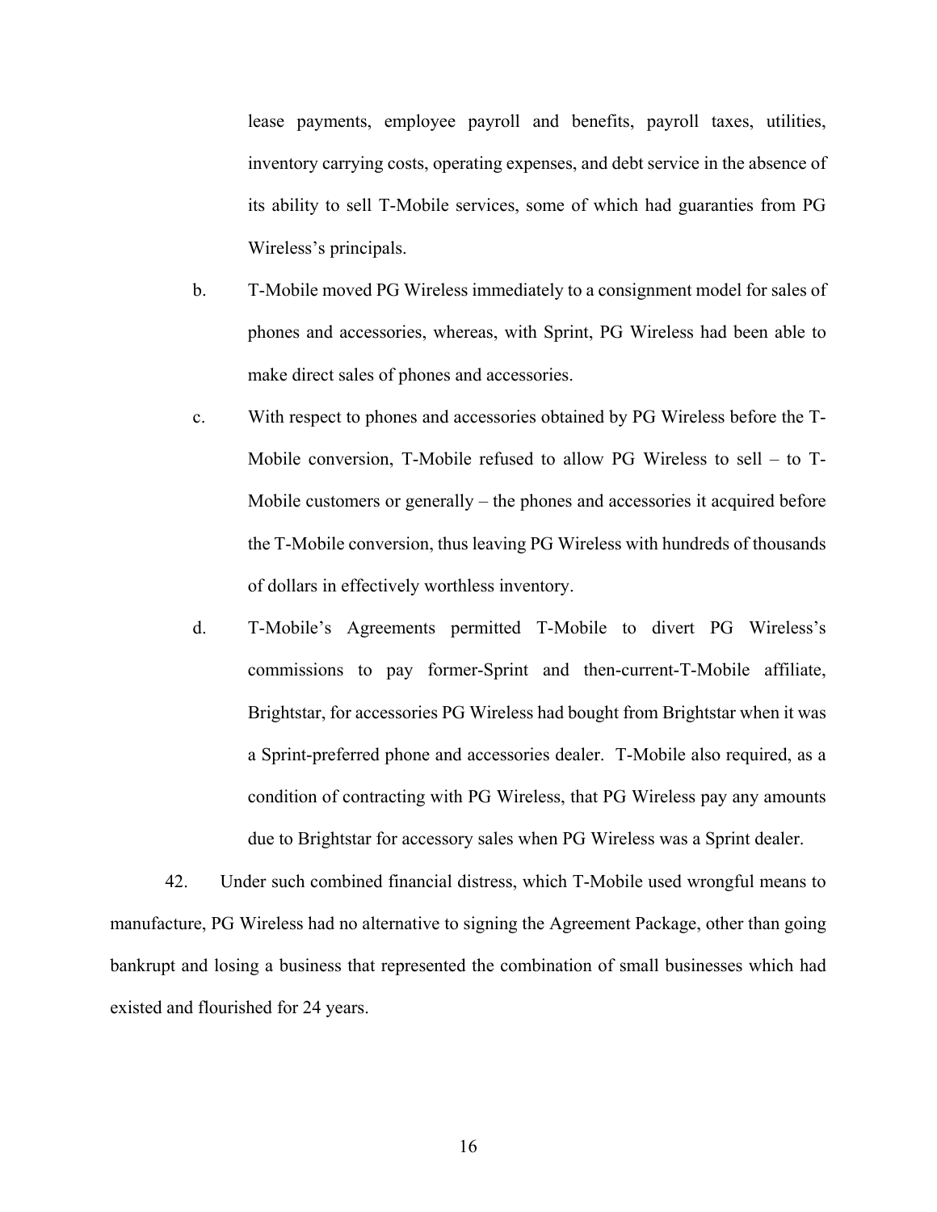lease payments, employee payroll and benefits, payroll taxes, utilities, inventory carrying costs, operating expenses, and debt service in the absence of its ability to sell T-Mobile services, some of which had guaranties from PG Wireless's principals.

b. T-Mobile moved PG Wireless immediately to a consignment model for sales of phones and accessories, whereas, with Sprint, PG Wireless had been able to make direct sales of phones and accessories.

c. With respect to phones and accessories obtained by PG Wireless before the T-Mobile conversion, T-Mobile refused to allow PG Wireless to sell – to T-Mobile customers or generally – the phones and accessories it acquired before the T-Mobile conversion, thus leaving PG Wireless with hundreds of thousands of dollars in effectively worthless inventory.

d. T-Mobile's Agreements permitted T-Mobile to divert PG Wireless's commissions to pay former-Sprint and then-current-T-Mobile affiliate, Brightstar, for accessories PG Wireless had bought from Brightstar when it was a Sprint-preferred phone and accessories dealer. T-Mobile also required, as a condition of contracting with PG Wireless, that PG Wireless pay any amounts due to Brightstar for accessory sales when PG Wireless was a Sprint dealer.

42. Under such combined financial distress, which T-Mobile used wrongful means to manufacture, PG Wireless had no alternative to signing the Agreement Package, other than going bankrupt and losing a business that represented the combination of small businesses which had existed and flourished for 24 years.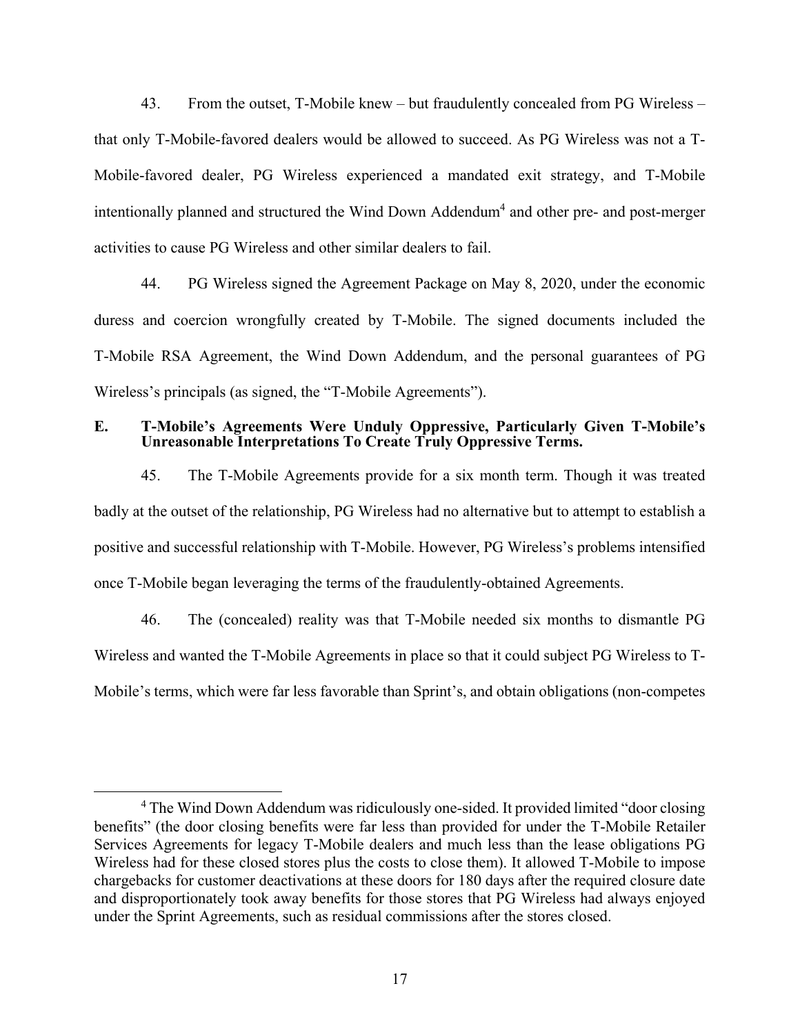43. From the outset, T-Mobile knew – but fraudulently concealed from PG Wireless – that only T-Mobile-favored dealers would be allowed to succeed. As PG Wireless was not a T-Mobile-favored dealer, PG Wireless experienced a mandated exit strategy, and T-Mobile intentionally planned and structured the Wind Down Addendum[4] and other pre- and post-merger activities to cause PG Wireless and other similar dealers to fail.

44. PG Wireless signed the Agreement Package on May 8, 2020, under the economic duress and coercion wrongfully created by T-Mobile. The signed documents included the T-Mobile RSA Agreement, the Wind Down Addendum, and the personal guarantees of PG Wireless's principals (as signed, the "T-Mobile Agreements").

### E. T-Mobile's Agreements Were Unduly Oppressive, Particularly Given T-Mobile's Unreasonable Interpretations To Create Truly Oppressive Terms.

45. The T-Mobile Agreements provide for a six month term. Though it was treated badly at the outset of the relationship, PG Wireless had no alternative but to attempt to establish a positive and successful relationship with T-Mobile. However, PG Wireless's problems intensified once T-Mobile began leveraging the terms of the fraudulently-obtained Agreements.

46. The (concealed) reality was that T-Mobile needed six months to dismantle PG Wireless and wanted the T-Mobile Agreements in place so that it could subject PG Wireless to T-Mobile's terms, which were far less favorable than Sprint's, and obtain obligations (non-competes

[4] The Wind Down Addendum was ridiculously one-sided. It provided limited "door closing benefits" (the door closing benefits were far less than provided for under the T-Mobile Retailer Services Agreements for legacy T-Mobile dealers and much less than the lease obligations PG Wireless had for these closed stores plus the costs to close them). It allowed T-Mobile to impose chargebacks for customer deactivations at these doors for 180 days after the required closure date and disproportionately took away benefits for those stores that PG Wireless had always enjoyed under the Sprint Agreements, such as residual commissions after the stores closed.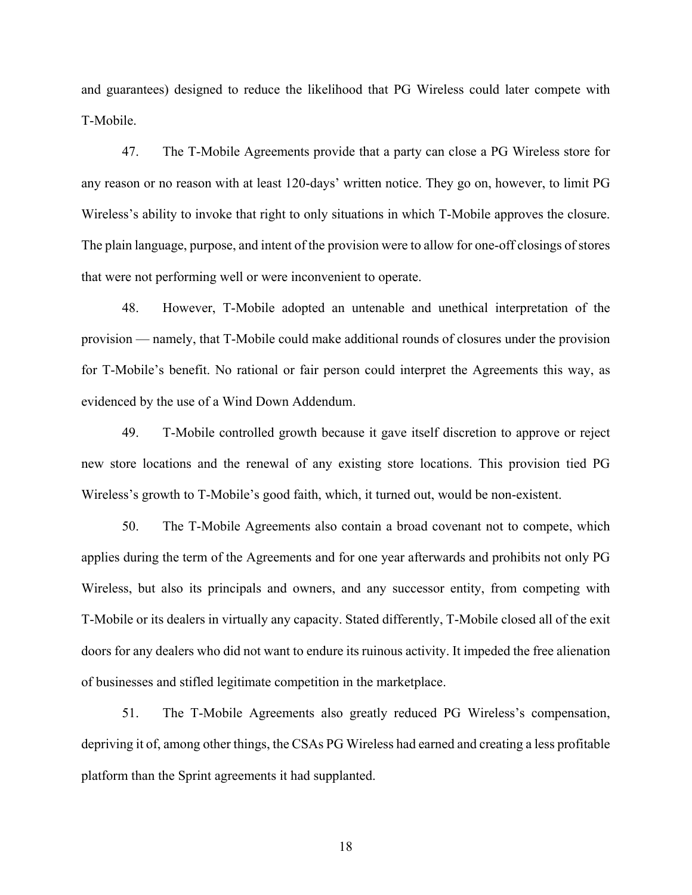and guarantees) designed to reduce the likelihood that PG Wireless could later compete with T-Mobile.

47. The T-Mobile Agreements provide that a party can close a PG Wireless store for any reason or no reason with at least 120-days' written notice. They go on, however, to limit PG Wireless's ability to invoke that right to only situations in which T-Mobile approves the closure. The plain language, purpose, and intent of the provision were to allow for one-off closings of stores that were not performing well or were inconvenient to operate.

48. However, T-Mobile adopted an untenable and unethical interpretation of the provision — namely, that T-Mobile could make additional rounds of closures under the provision for T-Mobile's benefit. No rational or fair person could interpret the Agreements this way, as evidenced by the use of a Wind Down Addendum.

49. T-Mobile controlled growth because it gave itself discretion to approve or reject new store locations and the renewal of any existing store locations. This provision tied PG Wireless's growth to T-Mobile's good faith, which, it turned out, would be non-existent.

50. The T-Mobile Agreements also contain a broad covenant not to compete, which applies during the term of the Agreements and for one year afterwards and prohibits not only PG Wireless, but also its principals and owners, and any successor entity, from competing with T-Mobile or its dealers in virtually any capacity. Stated differently, T-Mobile closed all of the exit doors for any dealers who did not want to endure its ruinous activity. It impeded the free alienation of businesses and stifled legitimate competition in the marketplace.

51. The T-Mobile Agreements also greatly reduced PG Wireless's compensation, depriving it of, among other things, the CSAs PG Wireless had earned and creating a less profitable platform than the Sprint agreements it had supplanted.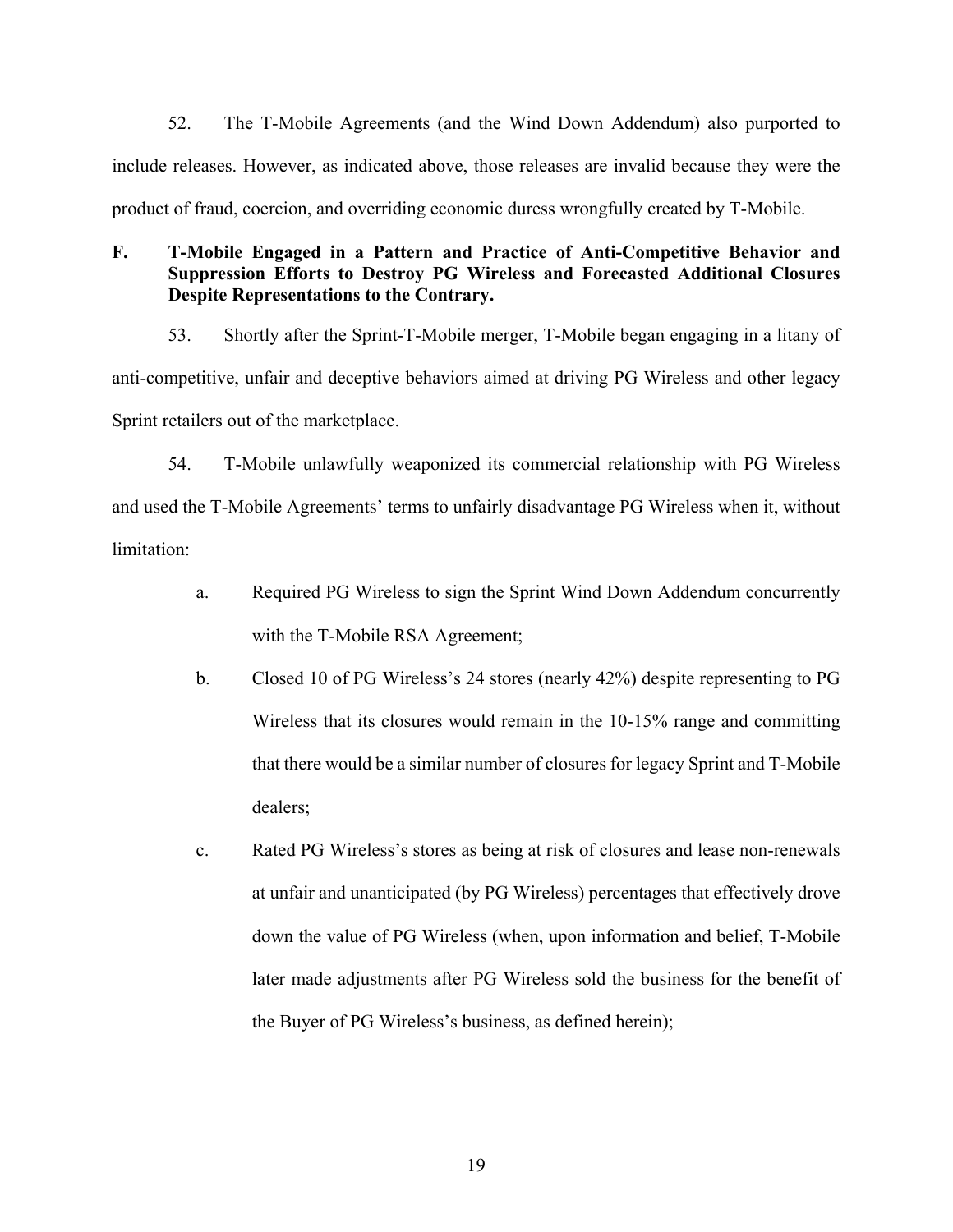52. The T-Mobile Agreements (and the Wind Down Addendum) also purported to include releases. However, as indicated above, those releases are invalid because they were the product of fraud, coercion, and overriding economic duress wrongfully created by T-Mobile.

### F. T-Mobile Engaged in a Pattern and Practice of Anti-Competitive Behavior and Suppression Efforts to Destroy PG Wireless and Forecasted Additional Closures Despite Representations to the Contrary.

53. Shortly after the Sprint-T-Mobile merger, T-Mobile began engaging in a litany of anti-competitive, unfair and deceptive behaviors aimed at driving PG Wireless and other legacy Sprint retailers out of the marketplace.

54. T-Mobile unlawfully weaponized its commercial relationship with PG Wireless and used the T-Mobile Agreements' terms to unfairly disadvantage PG Wireless when it, without limitation:

a. Required PG Wireless to sign the Sprint Wind Down Addendum concurrently with the T-Mobile RSA Agreement;

b. Closed 10 of PG Wireless's 24 stores (nearly 42%) despite representing to PG Wireless that its closures would remain in the 10-15% range and committing that there would be a similar number of closures for legacy Sprint and T-Mobile dealers;

c. Rated PG Wireless's stores as being at risk of closures and lease non-renewals at unfair and unanticipated (by PG Wireless) percentages that effectively drove down the value of PG Wireless (when, upon information and belief, T-Mobile later made adjustments after PG Wireless sold the business for the benefit of the Buyer of PG Wireless's business, as defined herein);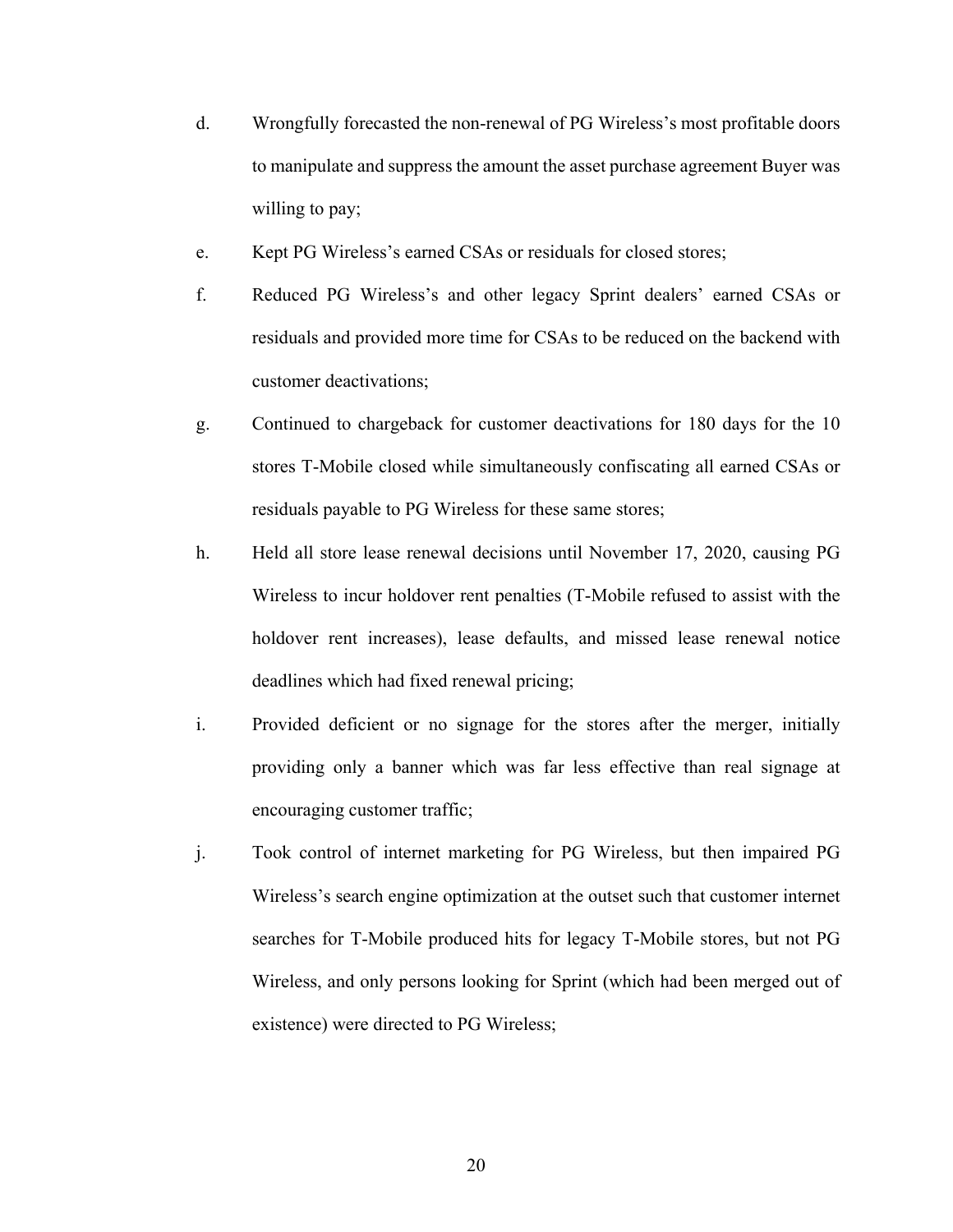d. Wrongfully forecasted the non-renewal of PG Wireless's most profitable doors to manipulate and suppress the amount the asset purchase agreement Buyer was willing to pay;

e. Kept PG Wireless's earned CSAs or residuals for closed stores;

f. Reduced PG Wireless's and other legacy Sprint dealers' earned CSAs or residuals and provided more time for CSAs to be reduced on the backend with customer deactivations;

g. Continued to chargeback for customer deactivations for 180 days for the 10 stores T-Mobile closed while simultaneously confiscating all earned CSAs or residuals payable to PG Wireless for these same stores;

h. Held all store lease renewal decisions until November 17, 2020, causing PG Wireless to incur holdover rent penalties (T-Mobile refused to assist with the holdover rent increases), lease defaults, and missed lease renewal notice deadlines which had fixed renewal pricing;

i. Provided deficient or no signage for the stores after the merger, initially providing only a banner which was far less effective than real signage at encouraging customer traffic;

j. Took control of internet marketing for PG Wireless, but then impaired PG Wireless's search engine optimization at the outset such that customer internet searches for T-Mobile produced hits for legacy T-Mobile stores, but not PG Wireless, and only persons looking for Sprint (which had been merged out of existence) were directed to PG Wireless;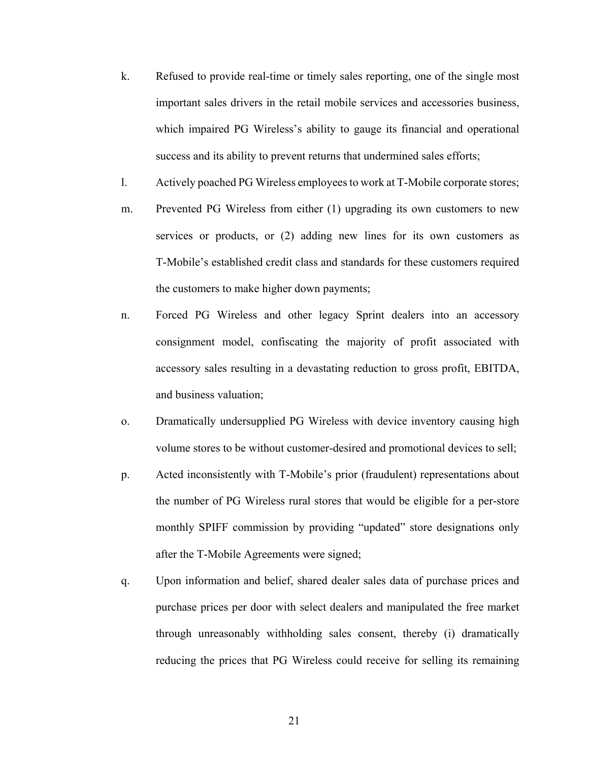k. Refused to provide real-time or timely sales reporting, one of the single most important sales drivers in the retail mobile services and accessories business, which impaired PG Wireless's ability to gauge its financial and operational success and its ability to prevent returns that undermined sales efforts;

l. Actively poached PG Wireless employees to work at T-Mobile corporate stores;

m. Prevented PG Wireless from either (1) upgrading its own customers to new services or products, or (2) adding new lines for its own customers as T-Mobile's established credit class and standards for these customers required the customers to make higher down payments;

n. Forced PG Wireless and other legacy Sprint dealers into an accessory consignment model, confiscating the majority of profit associated with accessory sales resulting in a devastating reduction to gross profit, EBITDA, and business valuation;

o. Dramatically undersupplied PG Wireless with device inventory causing high volume stores to be without customer-desired and promotional devices to sell;

p. Acted inconsistently with T-Mobile's prior (fraudulent) representations about the number of PG Wireless rural stores that would be eligible for a per-store monthly SPIFF commission by providing "updated" store designations only after the T-Mobile Agreements were signed;

q. Upon information and belief, shared dealer sales data of purchase prices and purchase prices per door with select dealers and manipulated the free market through unreasonably withholding sales consent, thereby (i) dramatically reducing the prices that PG Wireless could receive for selling its remaining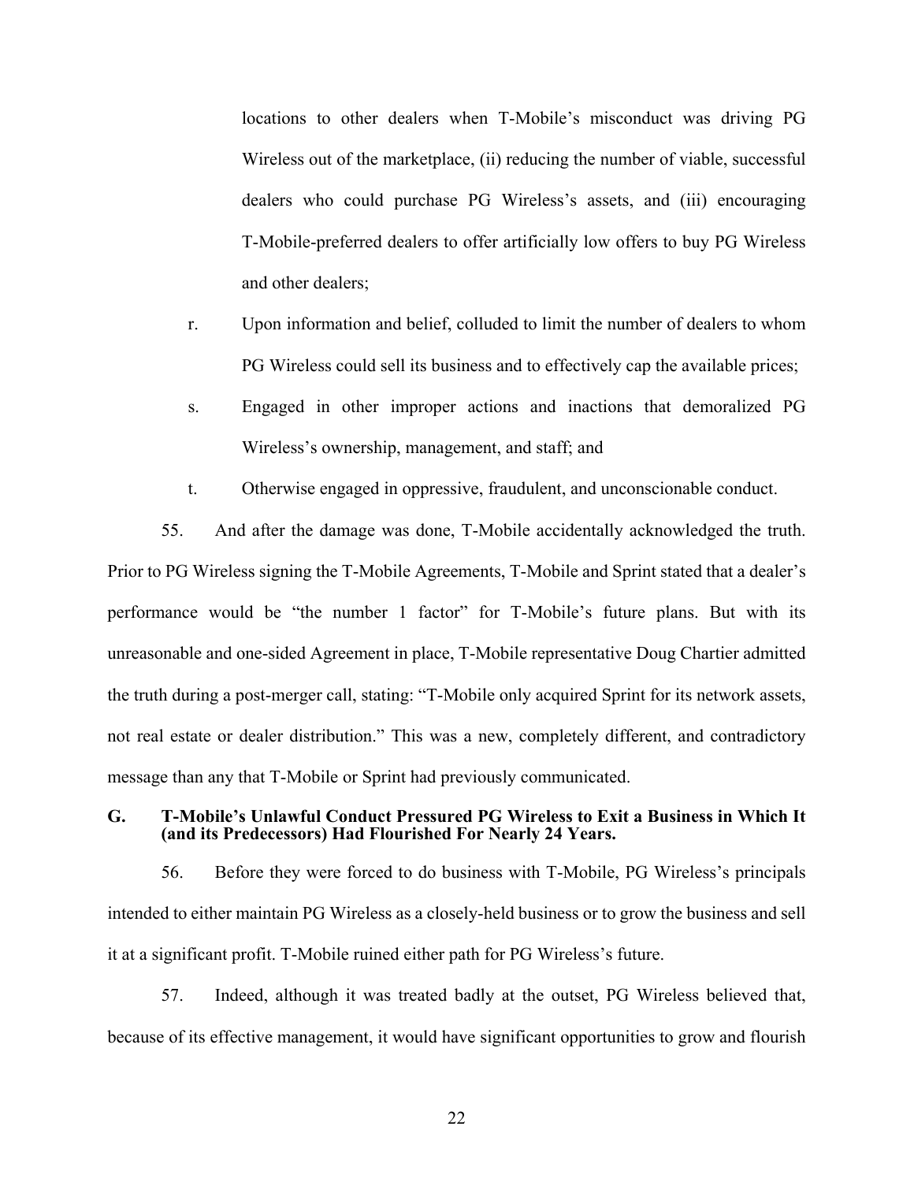locations to other dealers when T-Mobile's misconduct was driving PG Wireless out of the marketplace, (ii) reducing the number of viable, successful dealers who could purchase PG Wireless's assets, and (iii) encouraging T-Mobile-preferred dealers to offer artificially low offers to buy PG Wireless and other dealers;

r. Upon information and belief, colluded to limit the number of dealers to whom PG Wireless could sell its business and to effectively cap the available prices;

s. Engaged in other improper actions and inactions that demoralized PG Wireless's ownership, management, and staff; and

t. Otherwise engaged in oppressive, fraudulent, and unconscionable conduct.

55. And after the damage was done, T-Mobile accidentally acknowledged the truth. Prior to PG Wireless signing the T-Mobile Agreements, T-Mobile and Sprint stated that a dealer's performance would be "the number 1 factor" for T-Mobile's future plans. But with its unreasonable and one-sided Agreement in place, T-Mobile representative Doug Chartier admitted the truth during a post-merger call, stating: "T-Mobile only acquired Sprint for its network assets, not real estate or dealer distribution." This was a new, completely different, and contradictory message than any that T-Mobile or Sprint had previously communicated.

### G. T-Mobile's Unlawful Conduct Pressured PG Wireless to Exit a Business in Which It (and its Predecessors) Had Flourished For Nearly 24 Years.

56. Before they were forced to do business with T-Mobile, PG Wireless's principals intended to either maintain PG Wireless as a closely-held business or to grow the business and sell it at a significant profit. T-Mobile ruined either path for PG Wireless's future.

57. Indeed, although it was treated badly at the outset, PG Wireless believed that, because of its effective management, it would have significant opportunities to grow and flourish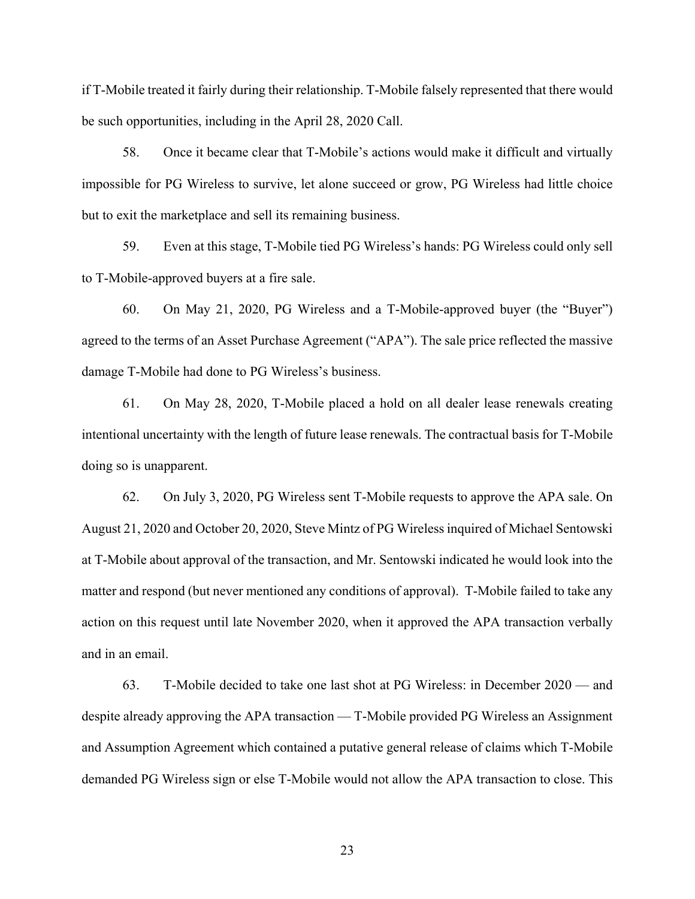if T-Mobile treated it fairly during their relationship. T-Mobile falsely represented that there would be such opportunities, including in the April 28, 2020 Call.

58. Once it became clear that T-Mobile's actions would make it difficult and virtually impossible for PG Wireless to survive, let alone succeed or grow, PG Wireless had little choice but to exit the marketplace and sell its remaining business.

59. Even at this stage, T-Mobile tied PG Wireless's hands: PG Wireless could only sell to T-Mobile-approved buyers at a fire sale.

60. On May 21, 2020, PG Wireless and a T-Mobile-approved buyer (the "Buyer") agreed to the terms of an Asset Purchase Agreement ("APA"). The sale price reflected the massive damage T-Mobile had done to PG Wireless's business.

61. On May 28, 2020, T-Mobile placed a hold on all dealer lease renewals creating intentional uncertainty with the length of future lease renewals. The contractual basis for T-Mobile doing so is unapparent.

62. On July 3, 2020, PG Wireless sent T-Mobile requests to approve the APA sale. On August 21, 2020 and October 20, 2020, Steve Mintz of PG Wireless inquired of Michael Sentowski at T-Mobile about approval of the transaction, and Mr. Sentowski indicated he would look into the matter and respond (but never mentioned any conditions of approval). T-Mobile failed to take any action on this request until late November 2020, when it approved the APA transaction verbally and in an email.

63. T-Mobile decided to take one last shot at PG Wireless: in December 2020 — and despite already approving the APA transaction — T-Mobile provided PG Wireless an Assignment and Assumption Agreement which contained a putative general release of claims which T-Mobile demanded PG Wireless sign or else T-Mobile would not allow the APA transaction to close. This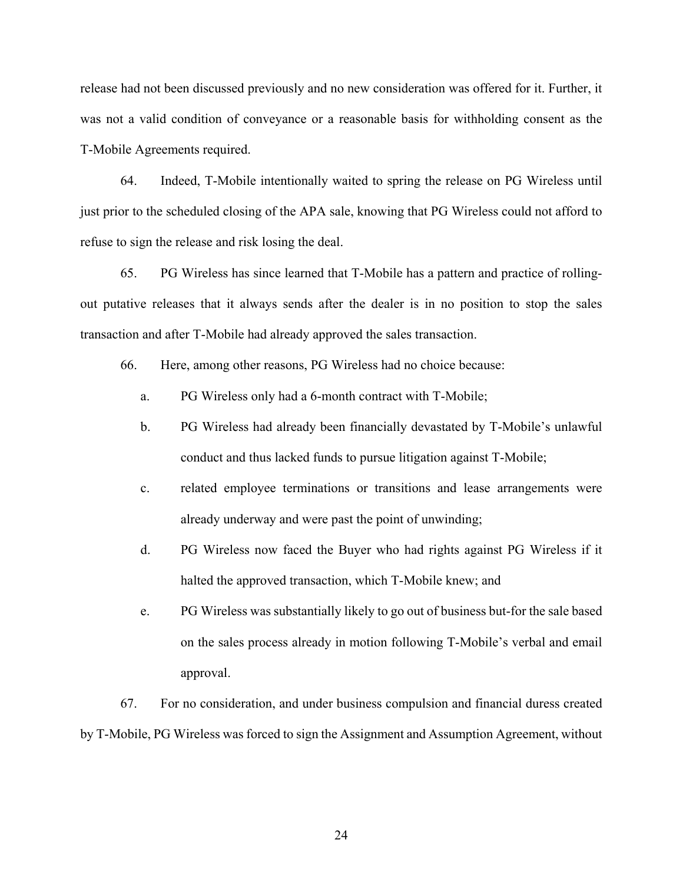release had not been discussed previously and no new consideration was offered for it. Further, it was not a valid condition of conveyance or a reasonable basis for withholding consent as the T-Mobile Agreements required.

64. Indeed, T-Mobile intentionally waited to spring the release on PG Wireless until just prior to the scheduled closing of the APA sale, knowing that PG Wireless could not afford to refuse to sign the release and risk losing the deal.

65. PG Wireless has since learned that T-Mobile has a pattern and practice of rolling-out putative releases that it always sends after the dealer is in no position to stop the sales transaction and after T-Mobile had already approved the sales transaction.

66. Here, among other reasons, PG Wireless had no choice because:

a. PG Wireless only had a 6-month contract with T-Mobile;

b. PG Wireless had already been financially devastated by T-Mobile's unlawful conduct and thus lacked funds to pursue litigation against T-Mobile;

c. related employee terminations or transitions and lease arrangements were already underway and were past the point of unwinding;

d. PG Wireless now faced the Buyer who had rights against PG Wireless if it halted the approved transaction, which T-Mobile knew; and

e. PG Wireless was substantially likely to go out of business but-for the sale based on the sales process already in motion following T-Mobile's verbal and email approval.

67. For no consideration, and under business compulsion and financial duress created by T-Mobile, PG Wireless was forced to sign the Assignment and Assumption Agreement, without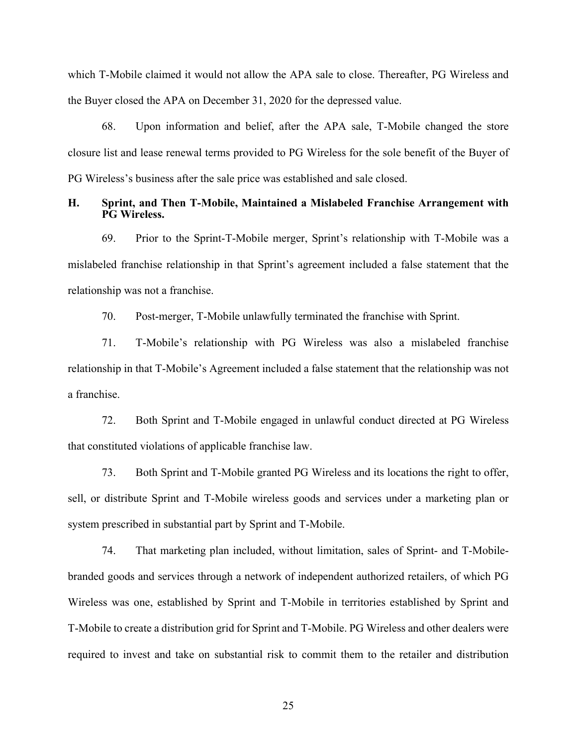which T-Mobile claimed it would not allow the APA sale to close. Thereafter, PG Wireless and the Buyer closed the APA on December 31, 2020 for the depressed value.

68. Upon information and belief, after the APA sale, T-Mobile changed the store closure list and lease renewal terms provided to PG Wireless for the sole benefit of the Buyer of PG Wireless's business after the sale price was established and sale closed.

### H. Sprint, and Then T-Mobile, Maintained a Mislabeled Franchise Arrangement with PG Wireless.

69. Prior to the Sprint-T-Mobile merger, Sprint's relationship with T-Mobile was a mislabeled franchise relationship in that Sprint's agreement included a false statement that the relationship was not a franchise.

70. Post-merger, T-Mobile unlawfully terminated the franchise with Sprint.

71. T-Mobile's relationship with PG Wireless was also a mislabeled franchise relationship in that T-Mobile's Agreement included a false statement that the relationship was not a franchise.

72. Both Sprint and T-Mobile engaged in unlawful conduct directed at PG Wireless that constituted violations of applicable franchise law.

73. Both Sprint and T-Mobile granted PG Wireless and its locations the right to offer, sell, or distribute Sprint and T-Mobile wireless goods and services under a marketing plan or system prescribed in substantial part by Sprint and T-Mobile.

74. That marketing plan included, without limitation, sales of Sprint- and T-Mobile-branded goods and services through a network of independent authorized retailers, of which PG Wireless was one, established by Sprint and T-Mobile in territories established by Sprint and T-Mobile to create a distribution grid for Sprint and T-Mobile. PG Wireless and other dealers were required to invest and take on substantial risk to commit them to the retailer and distribution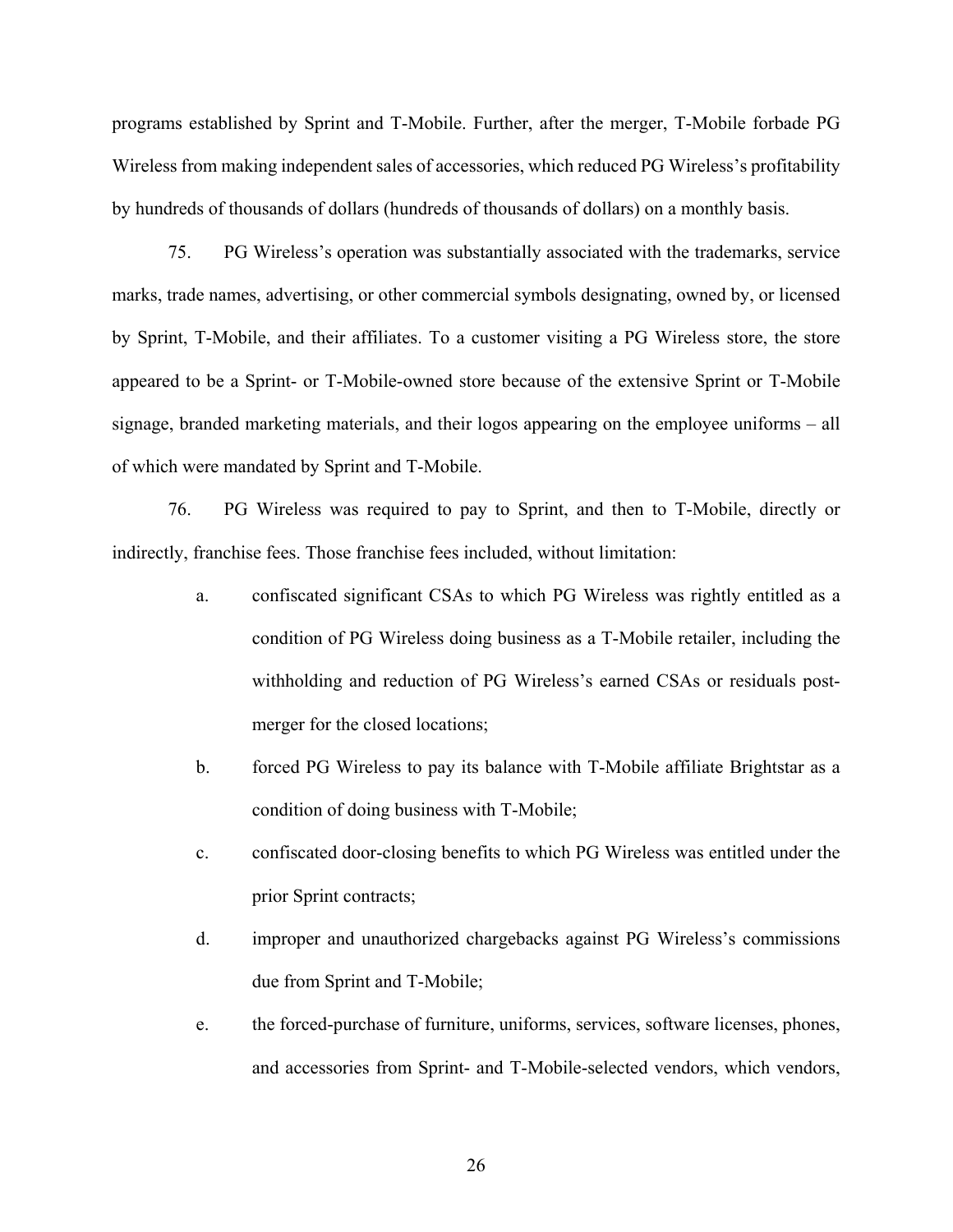programs established by Sprint and T-Mobile. Further, after the merger, T-Mobile forbade PG Wireless from making independent sales of accessories, which reduced PG Wireless's profitability by hundreds of thousands of dollars (hundreds of thousands of dollars) on a monthly basis.

75. PG Wireless's operation was substantially associated with the trademarks, service marks, trade names, advertising, or other commercial symbols designating, owned by, or licensed by Sprint, T-Mobile, and their affiliates. To a customer visiting a PG Wireless store, the store appeared to be a Sprint- or T-Mobile-owned store because of the extensive Sprint or T-Mobile signage, branded marketing materials, and their logos appearing on the employee uniforms – all of which were mandated by Sprint and T-Mobile.

76. PG Wireless was required to pay to Sprint, and then to T-Mobile, directly or indirectly, franchise fees. Those franchise fees included, without limitation:

a. confiscated significant CSAs to which PG Wireless was rightly entitled as a condition of PG Wireless doing business as a T-Mobile retailer, including the withholding and reduction of PG Wireless's earned CSAs or residuals post-merger for the closed locations;

b. forced PG Wireless to pay its balance with T-Mobile affiliate Brightstar as a condition of doing business with T-Mobile;

c. confiscated door-closing benefits to which PG Wireless was entitled under the prior Sprint contracts;

d. improper and unauthorized chargebacks against PG Wireless's commissions due from Sprint and T-Mobile;

e. the forced-purchase of furniture, uniforms, services, software licenses, phones, and accessories from Sprint- and T-Mobile-selected vendors, which vendors,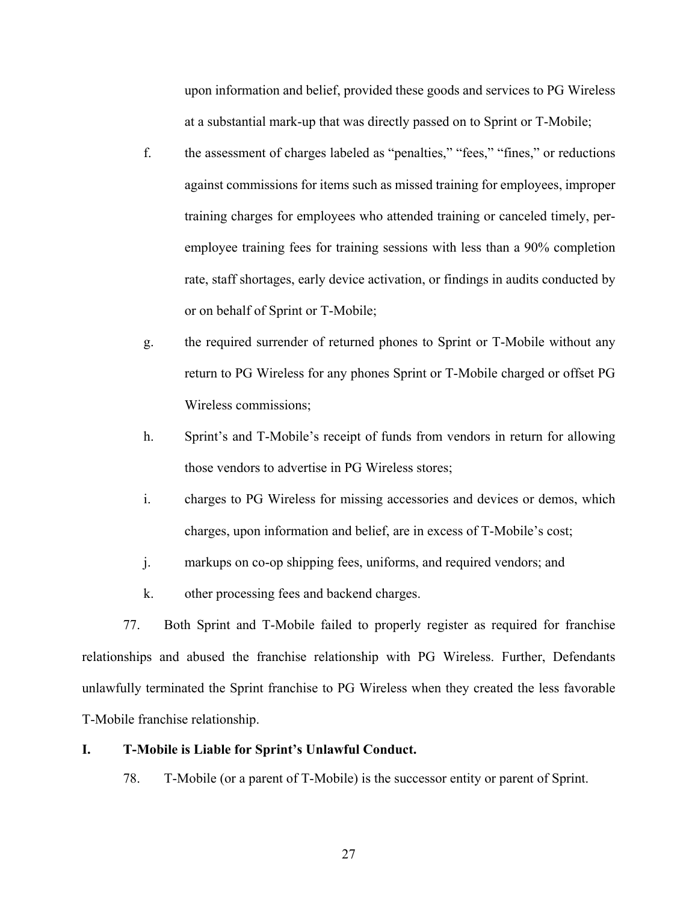upon information and belief, provided these goods and services to PG Wireless at a substantial mark-up that was directly passed on to Sprint or T-Mobile;

f. the assessment of charges labeled as "penalties," "fees," "fines," or reductions against commissions for items such as missed training for employees, improper training charges for employees who attended training or canceled timely, per-employee training fees for training sessions with less than a 90% completion rate, staff shortages, early device activation, or findings in audits conducted by or on behalf of Sprint or T-Mobile;

g. the required surrender of returned phones to Sprint or T-Mobile without any return to PG Wireless for any phones Sprint or T-Mobile charged or offset PG Wireless commissions;

h. Sprint's and T-Mobile's receipt of funds from vendors in return for allowing those vendors to advertise in PG Wireless stores;

i. charges to PG Wireless for missing accessories and devices or demos, which charges, upon information and belief, are in excess of T-Mobile's cost;

j. markups on co-op shipping fees, uniforms, and required vendors; and

k. other processing fees and backend charges.

77. Both Sprint and T-Mobile failed to properly register as required for franchise relationships and abused the franchise relationship with PG Wireless. Further, Defendants unlawfully terminated the Sprint franchise to PG Wireless when they created the less favorable T-Mobile franchise relationship.

## I. T-Mobile is Liable for Sprint's Unlawful Conduct.

78. T-Mobile (or a parent of T-Mobile) is the successor entity or parent of Sprint.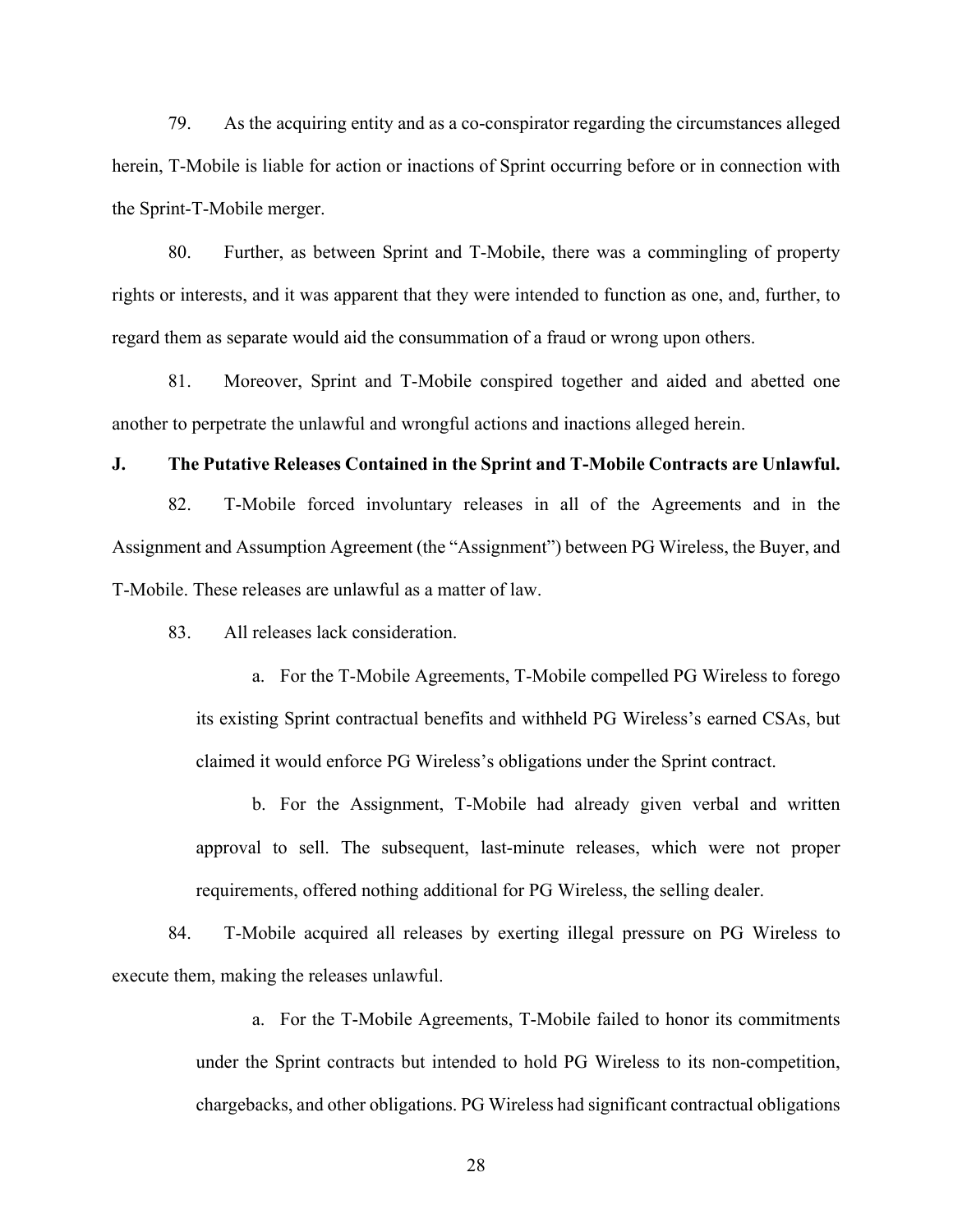79. As the acquiring entity and as a co-conspirator regarding the circumstances alleged herein, T-Mobile is liable for action or inactions of Sprint occurring before or in connection with the Sprint-T-Mobile merger.

80. Further, as between Sprint and T-Mobile, there was a commingling of property rights or interests, and it was apparent that they were intended to function as one, and, further, to regard them as separate would aid the consummation of a fraud or wrong upon others.

81. Moreover, Sprint and T-Mobile conspired together and aided and abetted one another to perpetrate the unlawful and wrongful actions and inactions alleged herein.

**J. The Putative Releases Contained in the Sprint and T-Mobile Contracts are Unlawful.**

82. T-Mobile forced involuntary releases in all of the Agreements and in the Assignment and Assumption Agreement (the "Assignment") between PG Wireless, the Buyer, and T-Mobile. These releases are unlawful as a matter of law.

83. All releases lack consideration.

a. For the T-Mobile Agreements, T-Mobile compelled PG Wireless to forego its existing Sprint contractual benefits and withheld PG Wireless's earned CSAs, but claimed it would enforce PG Wireless's obligations under the Sprint contract.

b. For the Assignment, T-Mobile had already given verbal and written approval to sell. The subsequent, last-minute releases, which were not proper requirements, offered nothing additional for PG Wireless, the selling dealer.

84. T-Mobile acquired all releases by exerting illegal pressure on PG Wireless to execute them, making the releases unlawful.

a. For the T-Mobile Agreements, T-Mobile failed to honor its commitments under the Sprint contracts but intended to hold PG Wireless to its non-competition, chargebacks, and other obligations. PG Wireless had significant contractual obligations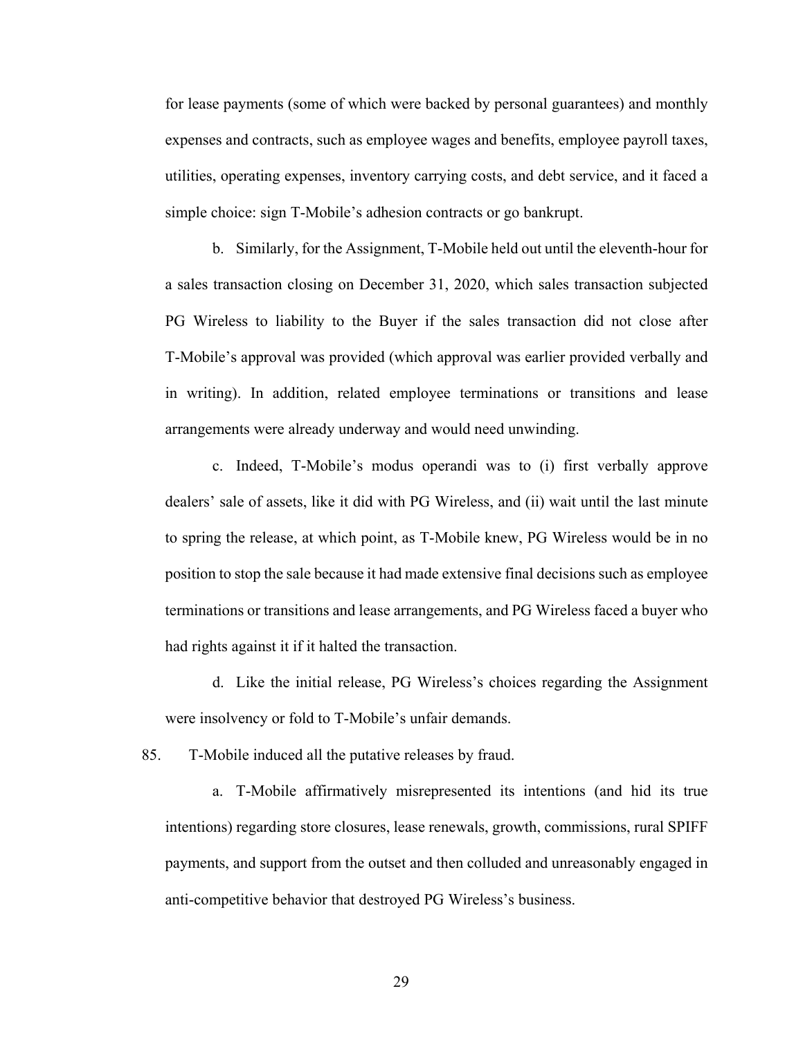for lease payments (some of which were backed by personal guarantees) and monthly expenses and contracts, such as employee wages and benefits, employee payroll taxes, utilities, operating expenses, inventory carrying costs, and debt service, and it faced a simple choice: sign T-Mobile's adhesion contracts or go bankrupt.

b. Similarly, for the Assignment, T-Mobile held out until the eleventh-hour for a sales transaction closing on December 31, 2020, which sales transaction subjected PG Wireless to liability to the Buyer if the sales transaction did not close after T-Mobile's approval was provided (which approval was earlier provided verbally and in writing). In addition, related employee terminations or transitions and lease arrangements were already underway and would need unwinding.

c. Indeed, T-Mobile's modus operandi was to (i) first verbally approve dealers' sale of assets, like it did with PG Wireless, and (ii) wait until the last minute to spring the release, at which point, as T-Mobile knew, PG Wireless would be in no position to stop the sale because it had made extensive final decisions such as employee terminations or transitions and lease arrangements, and PG Wireless faced a buyer who had rights against it if it halted the transaction.

d. Like the initial release, PG Wireless's choices regarding the Assignment were insolvency or fold to T-Mobile's unfair demands.

85. T-Mobile induced all the putative releases by fraud.

a. T-Mobile affirmatively misrepresented its intentions (and hid its true intentions) regarding store closures, lease renewals, growth, commissions, rural SPIFF payments, and support from the outset and then colluded and unreasonably engaged in anti-competitive behavior that destroyed PG Wireless's business.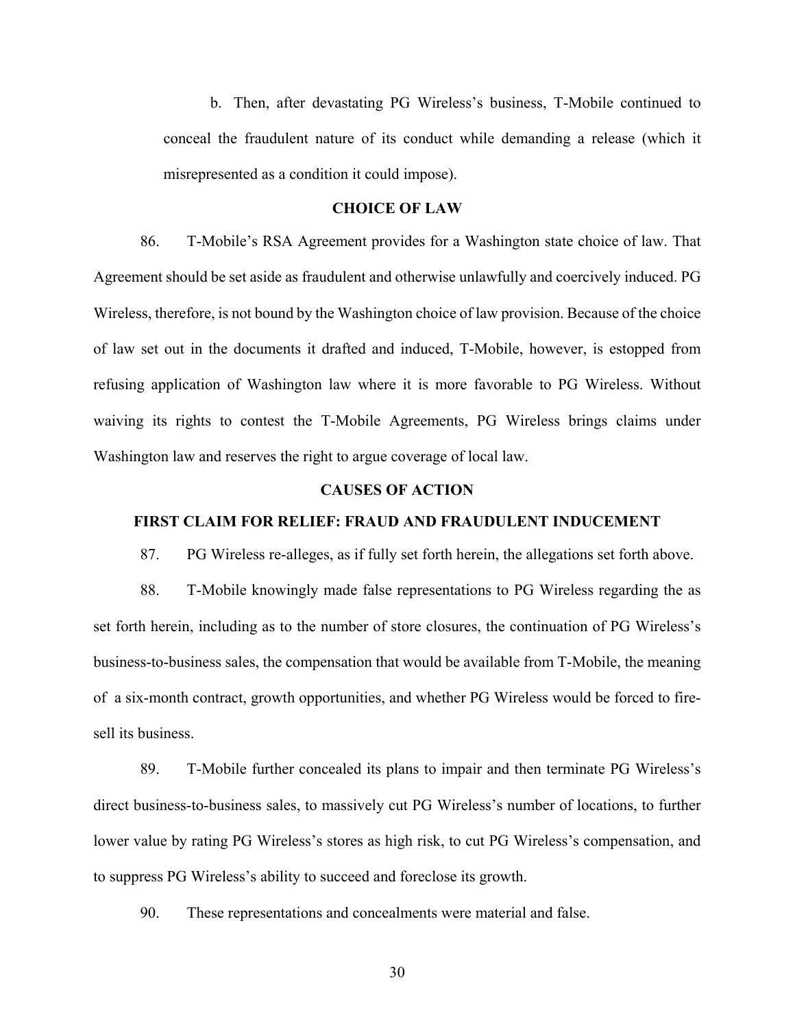b. Then, after devastating PG Wireless's business, T-Mobile continued to conceal the fraudulent nature of its conduct while demanding a release (which it misrepresented as a condition it could impose).

**CHOICE OF LAW**

86. T-Mobile's RSA Agreement provides for a Washington state choice of law. That Agreement should be set aside as fraudulent and otherwise unlawfully and coercively induced. PG Wireless, therefore, is not bound by the Washington choice of law provision. Because of the choice of law set out in the documents it drafted and induced, T-Mobile, however, is estopped from refusing application of Washington law where it is more favorable to PG Wireless. Without waiving its rights to contest the T-Mobile Agreements, PG Wireless brings claims under Washington law and reserves the right to argue coverage of local law.

**CAUSES OF ACTION**

**FIRST CLAIM FOR RELIEF: FRAUD AND FRAUDULENT INDUCEMENT**

87. PG Wireless re-alleges, as if fully set forth herein, the allegations set forth above.

88. T-Mobile knowingly made false representations to PG Wireless regarding the as set forth herein, including as to the number of store closures, the continuation of PG Wireless's business-to-business sales, the compensation that would be available from T-Mobile, the meaning of a six-month contract, growth opportunities, and whether PG Wireless would be forced to fire-sell its business.

89. T-Mobile further concealed its plans to impair and then terminate PG Wireless's direct business-to-business sales, to massively cut PG Wireless's number of locations, to further lower value by rating PG Wireless's stores as high risk, to cut PG Wireless's compensation, and to suppress PG Wireless's ability to succeed and foreclose its growth.

90. These representations and concealments were material and false.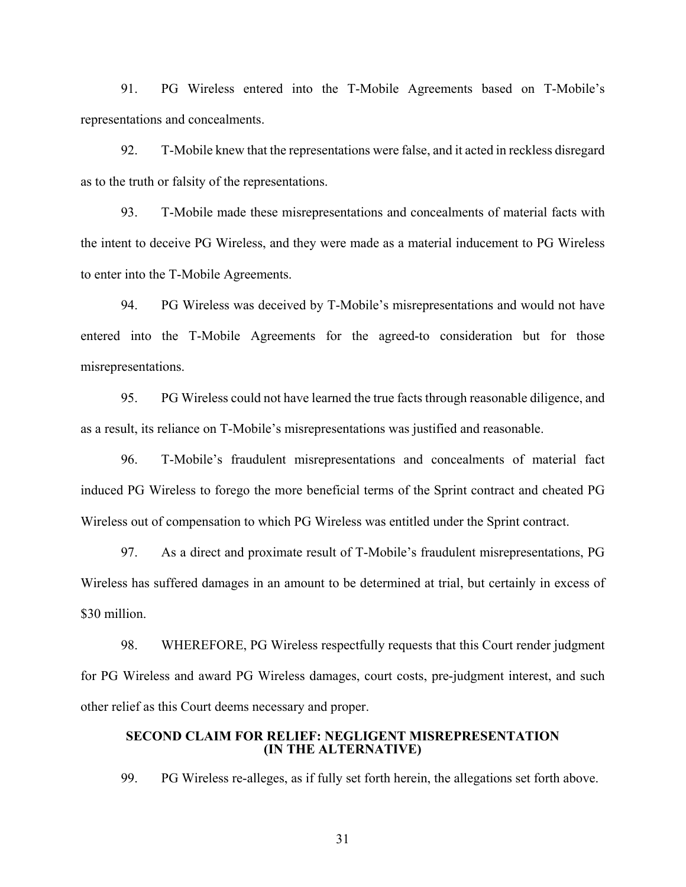91. PG Wireless entered into the T-Mobile Agreements based on T-Mobile's representations and concealments.

92. T-Mobile knew that the representations were false, and it acted in reckless disregard as to the truth or falsity of the representations.

93. T-Mobile made these misrepresentations and concealments of material facts with the intent to deceive PG Wireless, and they were made as a material inducement to PG Wireless to enter into the T-Mobile Agreements.

94. PG Wireless was deceived by T-Mobile's misrepresentations and would not have entered into the T-Mobile Agreements for the agreed-to consideration but for those misrepresentations.

95. PG Wireless could not have learned the true facts through reasonable diligence, and as a result, its reliance on T-Mobile's misrepresentations was justified and reasonable.

96. T-Mobile's fraudulent misrepresentations and concealments of material fact induced PG Wireless to forego the more beneficial terms of the Sprint contract and cheated PG Wireless out of compensation to which PG Wireless was entitled under the Sprint contract.

97. As a direct and proximate result of T-Mobile's fraudulent misrepresentations, PG Wireless has suffered damages in an amount to be determined at trial, but certainly in excess of $30 million.

98. WHEREFORE, PG Wireless respectfully requests that this Court render judgment for PG Wireless and award PG Wireless damages, court costs, pre-judgment interest, and such other relief as this Court deems necessary and proper.

## SECOND CLAIM FOR RELIEF: NEGLIGENT MISREPRESENTATION (IN THE ALTERNATIVE)

99. PG Wireless re-alleges, as if fully set forth herein, the allegations set forth above.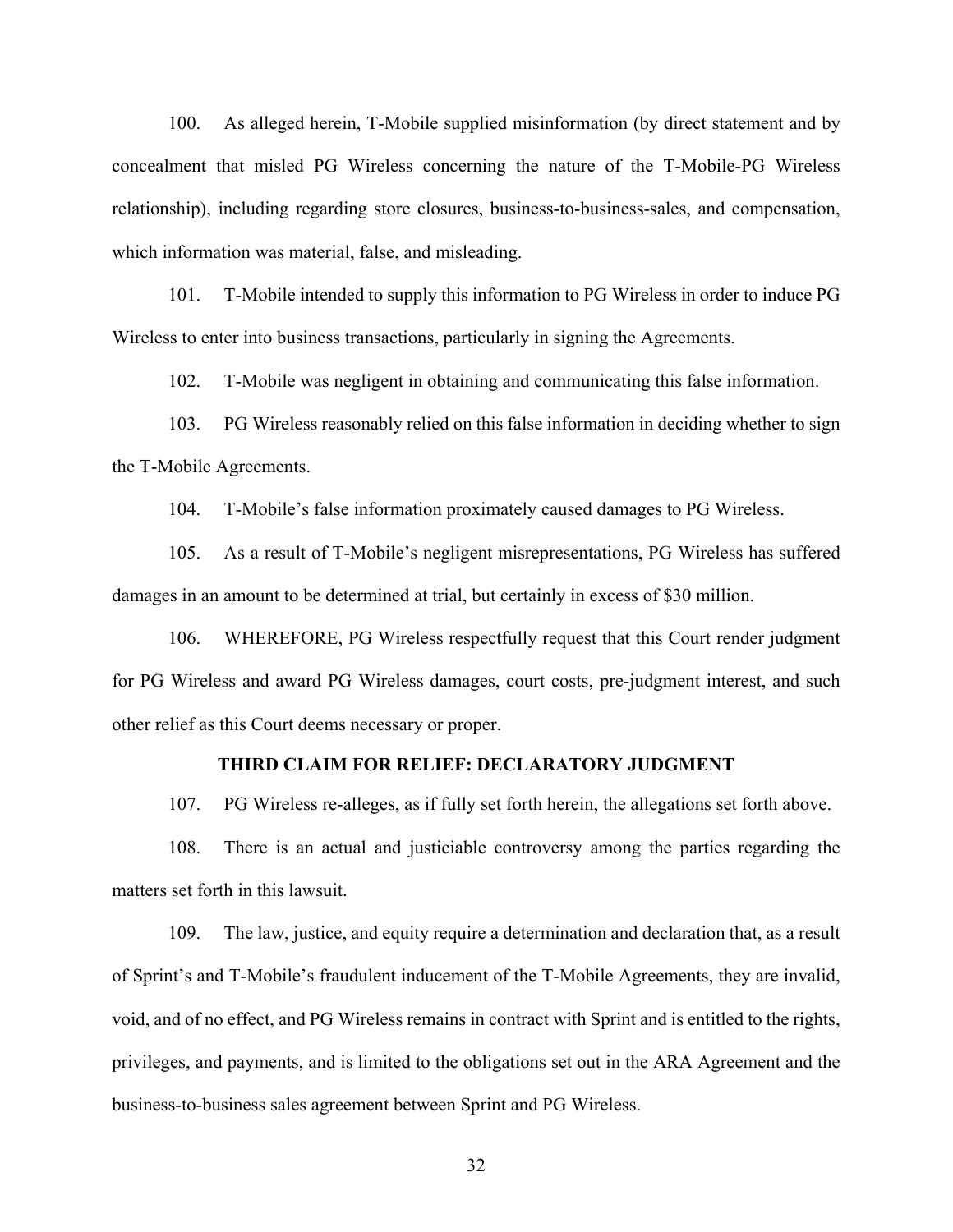100. As alleged herein, T-Mobile supplied misinformation (by direct statement and by concealment that misled PG Wireless concerning the nature of the T-Mobile-PG Wireless relationship), including regarding store closures, business-to-business-sales, and compensation, which information was material, false, and misleading.

101. T-Mobile intended to supply this information to PG Wireless in order to induce PG Wireless to enter into business transactions, particularly in signing the Agreements.

102. T-Mobile was negligent in obtaining and communicating this false information.

103. PG Wireless reasonably relied on this false information in deciding whether to sign the T-Mobile Agreements.

104. T-Mobile's false information proximately caused damages to PG Wireless.

105. As a result of T-Mobile's negligent misrepresentations, PG Wireless has suffered damages in an amount to be determined at trial, but certainly in excess of $30 million.

106. WHEREFORE, PG Wireless respectfully request that this Court render judgment for PG Wireless and award PG Wireless damages, court costs, pre-judgment interest, and such other relief as this Court deems necessary or proper.

**THIRD CLAIM FOR RELIEF: DECLARATORY JUDGMENT**

107. PG Wireless re-alleges, as if fully set forth herein, the allegations set forth above.

108. There is an actual and justiciable controversy among the parties regarding the matters set forth in this lawsuit.

109. The law, justice, and equity require a determination and declaration that, as a result of Sprint's and T-Mobile's fraudulent inducement of the T-Mobile Agreements, they are invalid, void, and of no effect, and PG Wireless remains in contract with Sprint and is entitled to the rights, privileges, and payments, and is limited to the obligations set out in the ARA Agreement and the business-to-business sales agreement between Sprint and PG Wireless.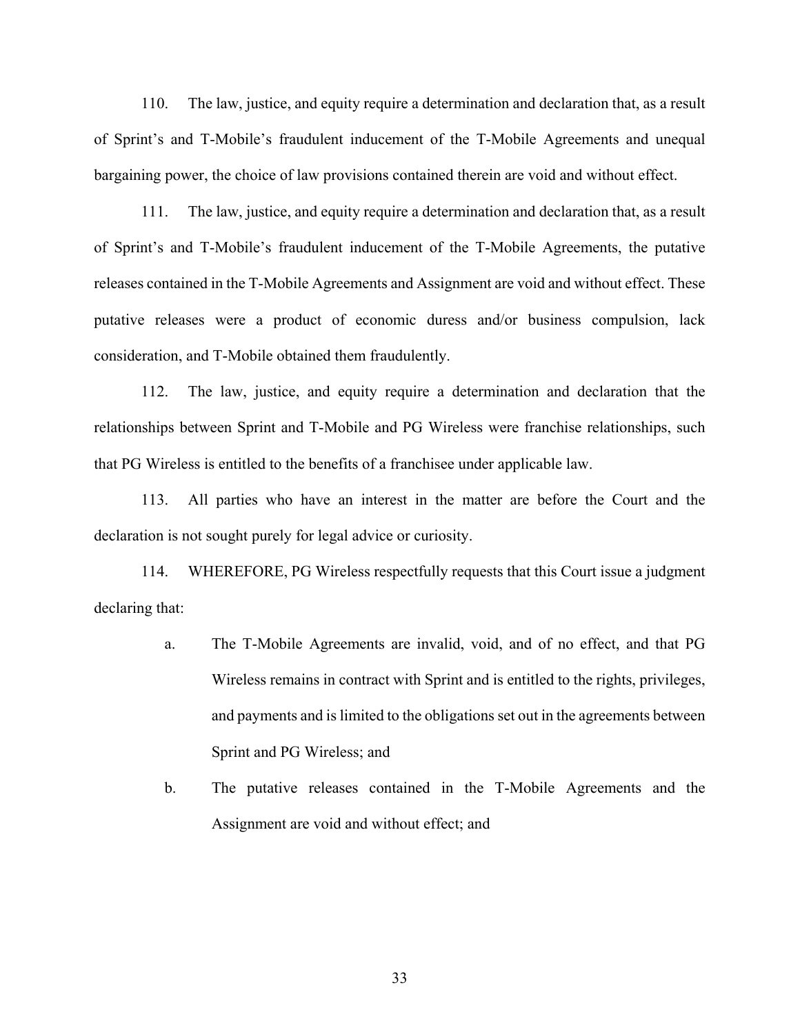110. The law, justice, and equity require a determination and declaration that, as a result of Sprint's and T-Mobile's fraudulent inducement of the T-Mobile Agreements and unequal bargaining power, the choice of law provisions contained therein are void and without effect.

111. The law, justice, and equity require a determination and declaration that, as a result of Sprint's and T-Mobile's fraudulent inducement of the T-Mobile Agreements, the putative releases contained in the T-Mobile Agreements and Assignment are void and without effect. These putative releases were a product of economic duress and/or business compulsion, lack consideration, and T-Mobile obtained them fraudulently.

112. The law, justice, and equity require a determination and declaration that the relationships between Sprint and T-Mobile and PG Wireless were franchise relationships, such that PG Wireless is entitled to the benefits of a franchisee under applicable law.

113. All parties who have an interest in the matter are before the Court and the declaration is not sought purely for legal advice or curiosity.

114. WHEREFORE, PG Wireless respectfully requests that this Court issue a judgment declaring that:

a. The T-Mobile Agreements are invalid, void, and of no effect, and that PG Wireless remains in contract with Sprint and is entitled to the rights, privileges, and payments and is limited to the obligations set out in the agreements between Sprint and PG Wireless; and

b. The putative releases contained in the T-Mobile Agreements and the Assignment are void and without effect; and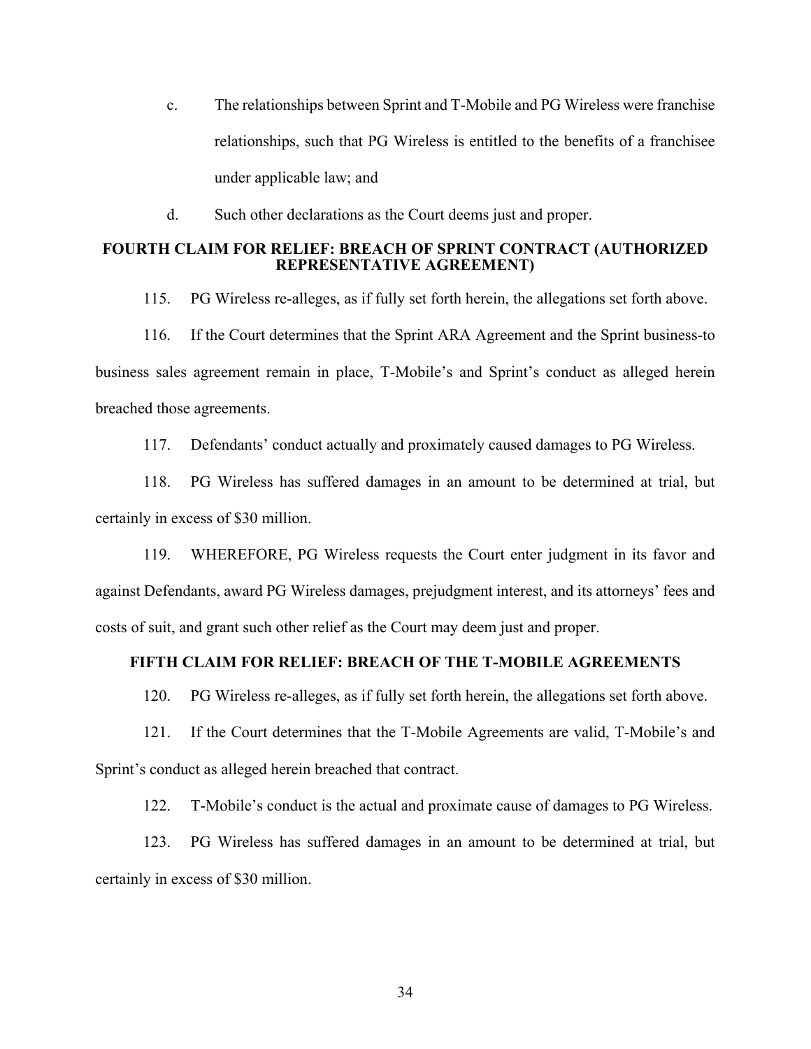c. The relationships between Sprint and T-Mobile and PG Wireless were franchise relationships, such that PG Wireless is entitled to the benefits of a franchisee under applicable law; and

d. Such other declarations as the Court deems just and proper.

**FOURTH CLAIM FOR RELIEF: BREACH OF SPRINT CONTRACT (AUTHORIZED REPRESENTATIVE AGREEMENT)**

115. PG Wireless re-alleges, as if fully set forth herein, the allegations set forth above.

116. If the Court determines that the Sprint ARA Agreement and the Sprint business-to business sales agreement remain in place, T-Mobile's and Sprint's conduct as alleged herein breached those agreements.

117. Defendants' conduct actually and proximately caused damages to PG Wireless.

118. PG Wireless has suffered damages in an amount to be determined at trial, but certainly in excess of $30 million.

119. WHEREFORE, PG Wireless requests the Court enter judgment in its favor and against Defendants, award PG Wireless damages, prejudgment interest, and its attorneys' fees and costs of suit, and grant such other relief as the Court may deem just and proper.

**FIFTH CLAIM FOR RELIEF: BREACH OF THE T-MOBILE AGREEMENTS**

120. PG Wireless re-alleges, as if fully set forth herein, the allegations set forth above.

121. If the Court determines that the T-Mobile Agreements are valid, T-Mobile's and Sprint's conduct as alleged herein breached that contract.

122. T-Mobile's conduct is the actual and proximate cause of damages to PG Wireless.

123. PG Wireless has suffered damages in an amount to be determined at trial, but certainly in excess of $30 million.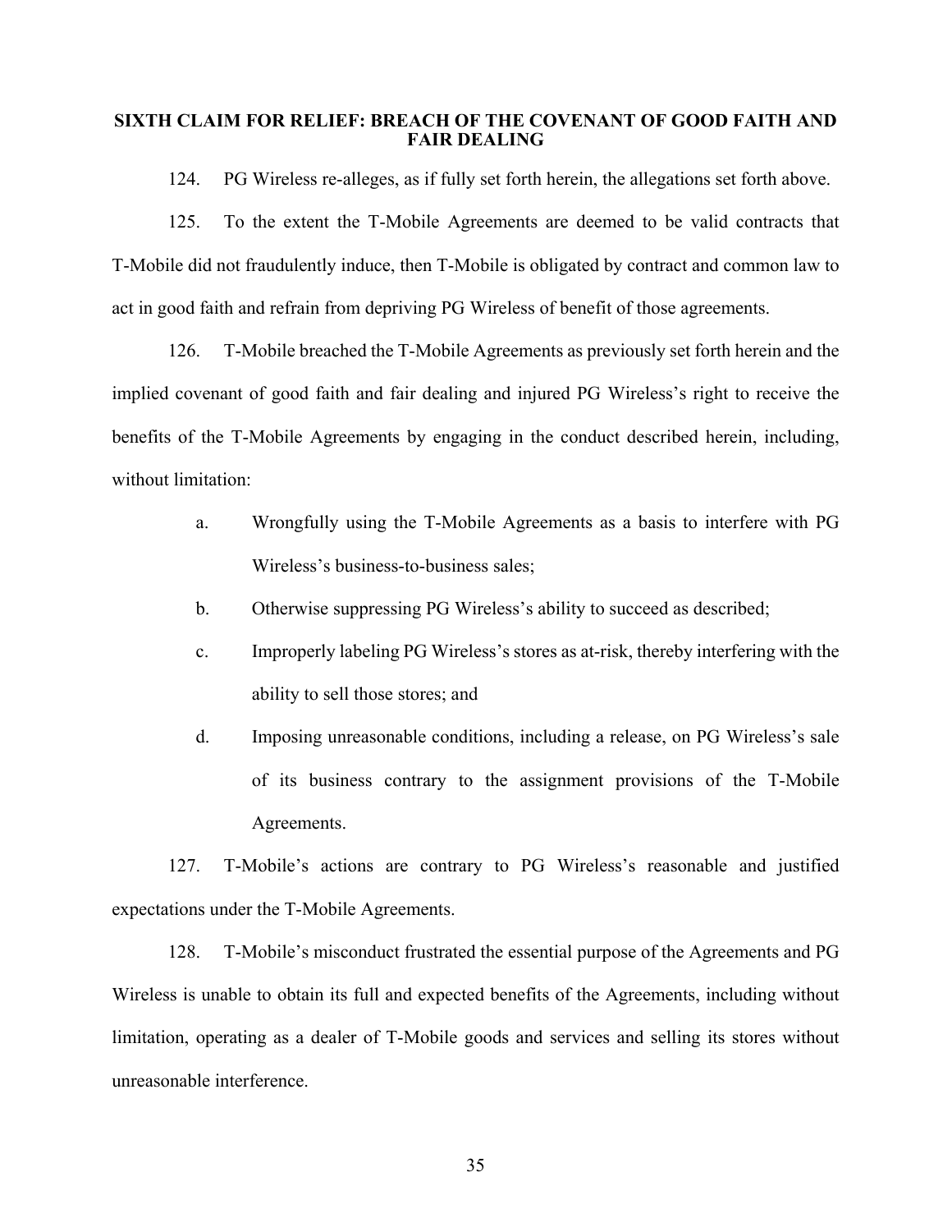## SIXTH CLAIM FOR RELIEF: BREACH OF THE COVENANT OF GOOD FAITH AND FAIR DEALING

124. PG Wireless re-alleges, as if fully set forth herein, the allegations set forth above.

125. To the extent the T-Mobile Agreements are deemed to be valid contracts that T-Mobile did not fraudulently induce, then T-Mobile is obligated by contract and common law to act in good faith and refrain from depriving PG Wireless of benefit of those agreements.

126. T-Mobile breached the T-Mobile Agreements as previously set forth herein and the implied covenant of good faith and fair dealing and injured PG Wireless's right to receive the benefits of the T-Mobile Agreements by engaging in the conduct described herein, including, without limitation:

a. Wrongfully using the T-Mobile Agreements as a basis to interfere with PG Wireless's business-to-business sales;

b. Otherwise suppressing PG Wireless's ability to succeed as described;

c. Improperly labeling PG Wireless's stores as at-risk, thereby interfering with the ability to sell those stores; and

d. Imposing unreasonable conditions, including a release, on PG Wireless's sale of its business contrary to the assignment provisions of the T-Mobile Agreements.

127. T-Mobile's actions are contrary to PG Wireless's reasonable and justified expectations under the T-Mobile Agreements.

128. T-Mobile's misconduct frustrated the essential purpose of the Agreements and PG Wireless is unable to obtain its full and expected benefits of the Agreements, including without limitation, operating as a dealer of T-Mobile goods and services and selling its stores without unreasonable interference.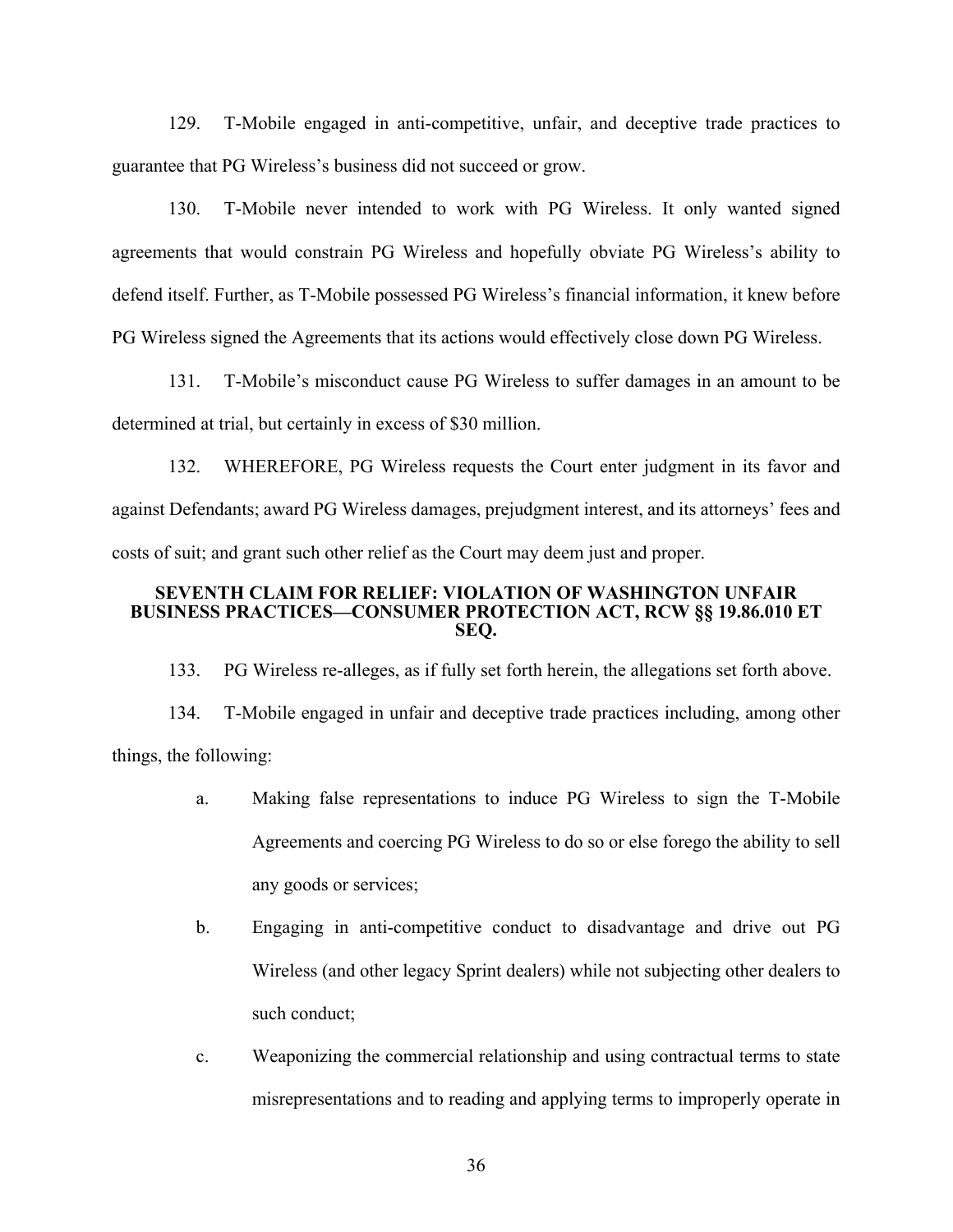129. T-Mobile engaged in anti-competitive, unfair, and deceptive trade practices to guarantee that PG Wireless's business did not succeed or grow.

130. T-Mobile never intended to work with PG Wireless. It only wanted signed agreements that would constrain PG Wireless and hopefully obviate PG Wireless's ability to defend itself. Further, as T-Mobile possessed PG Wireless's financial information, it knew before PG Wireless signed the Agreements that its actions would effectively close down PG Wireless.

131. T-Mobile's misconduct cause PG Wireless to suffer damages in an amount to be determined at trial, but certainly in excess of $30 million.

132. WHEREFORE, PG Wireless requests the Court enter judgment in its favor and against Defendants; award PG Wireless damages, prejudgment interest, and its attorneys' fees and costs of suit; and grant such other relief as the Court may deem just and proper.

### SEVENTH CLAIM FOR RELIEF: VIOLATION OF WASHINGTON UNFAIR BUSINESS PRACTICES—CONSUMER PROTECTION ACT, RCW §§ 19.86.010 ET SEQ.

133. PG Wireless re-alleges, as if fully set forth herein, the allegations set forth above.

134. T-Mobile engaged in unfair and deceptive trade practices including, among other things, the following:

a. Making false representations to induce PG Wireless to sign the T-Mobile Agreements and coercing PG Wireless to do so or else forego the ability to sell any goods or services;

b. Engaging in anti-competitive conduct to disadvantage and drive out PG Wireless (and other legacy Sprint dealers) while not subjecting other dealers to such conduct;

c. Weaponizing the commercial relationship and using contractual terms to state misrepresentations and to reading and applying terms to improperly operate in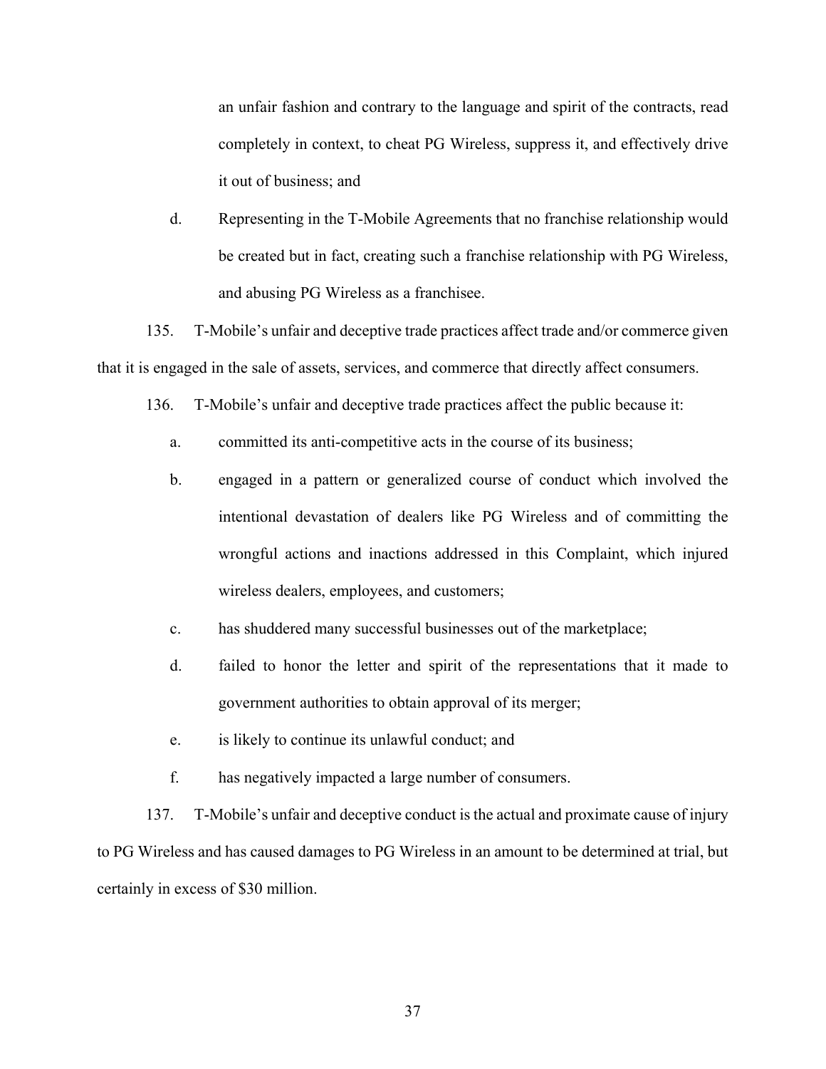an unfair fashion and contrary to the language and spirit of the contracts, read completely in context, to cheat PG Wireless, suppress it, and effectively drive it out of business; and

d. Representing in the T-Mobile Agreements that no franchise relationship would be created but in fact, creating such a franchise relationship with PG Wireless, and abusing PG Wireless as a franchisee.

135. T-Mobile's unfair and deceptive trade practices affect trade and/or commerce given that it is engaged in the sale of assets, services, and commerce that directly affect consumers.

136. T-Mobile's unfair and deceptive trade practices affect the public because it:

a. committed its anti-competitive acts in the course of its business;

b. engaged in a pattern or generalized course of conduct which involved the intentional devastation of dealers like PG Wireless and of committing the wrongful actions and inactions addressed in this Complaint, which injured wireless dealers, employees, and customers;

c. has shuddered many successful businesses out of the marketplace;

d. failed to honor the letter and spirit of the representations that it made to government authorities to obtain approval of its merger;

e. is likely to continue its unlawful conduct; and

f. has negatively impacted a large number of consumers.

137. T-Mobile's unfair and deceptive conduct is the actual and proximate cause of injury to PG Wireless and has caused damages to PG Wireless in an amount to be determined at trial, but certainly in excess of $30 million.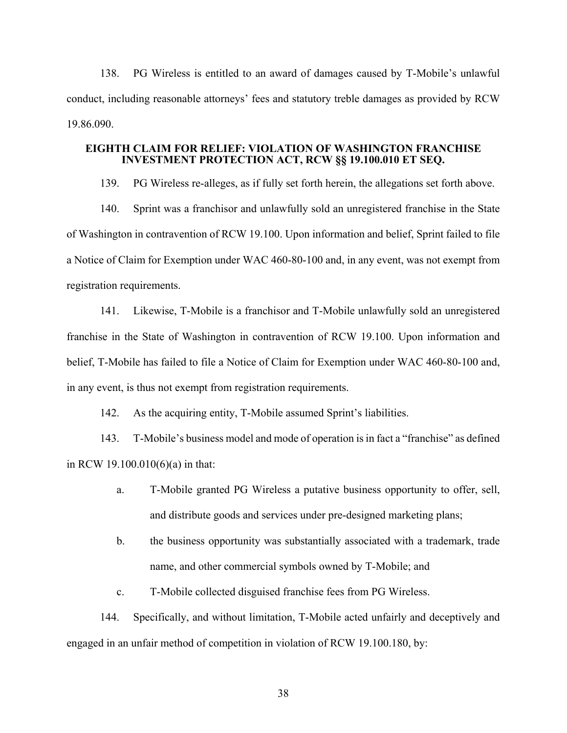138. PG Wireless is entitled to an award of damages caused by T-Mobile's unlawful conduct, including reasonable attorneys' fees and statutory treble damages as provided by RCW 19.86.090.

**EIGHTH CLAIM FOR RELIEF: VIOLATION OF WASHINGTON FRANCHISE INVESTMENT PROTECTION ACT, RCW §§ 19.100.010 ET SEQ.**

139. PG Wireless re-alleges, as if fully set forth herein, the allegations set forth above.

140. Sprint was a franchisor and unlawfully sold an unregistered franchise in the State of Washington in contravention of RCW 19.100. Upon information and belief, Sprint failed to file a Notice of Claim for Exemption under WAC 460-80-100 and, in any event, was not exempt from registration requirements.

141. Likewise, T-Mobile is a franchisor and T-Mobile unlawfully sold an unregistered franchise in the State of Washington in contravention of RCW 19.100. Upon information and belief, T-Mobile has failed to file a Notice of Claim for Exemption under WAC 460-80-100 and, in any event, is thus not exempt from registration requirements.

142. As the acquiring entity, T-Mobile assumed Sprint's liabilities.

143. T-Mobile's business model and mode of operation is in fact a "franchise" as defined in RCW 19.100.010(6)(a) in that:

a. T-Mobile granted PG Wireless a putative business opportunity to offer, sell, and distribute goods and services under pre-designed marketing plans;

b. the business opportunity was substantially associated with a trademark, trade name, and other commercial symbols owned by T-Mobile; and

c. T-Mobile collected disguised franchise fees from PG Wireless.

144. Specifically, and without limitation, T-Mobile acted unfairly and deceptively and engaged in an unfair method of competition in violation of RCW 19.100.180, by: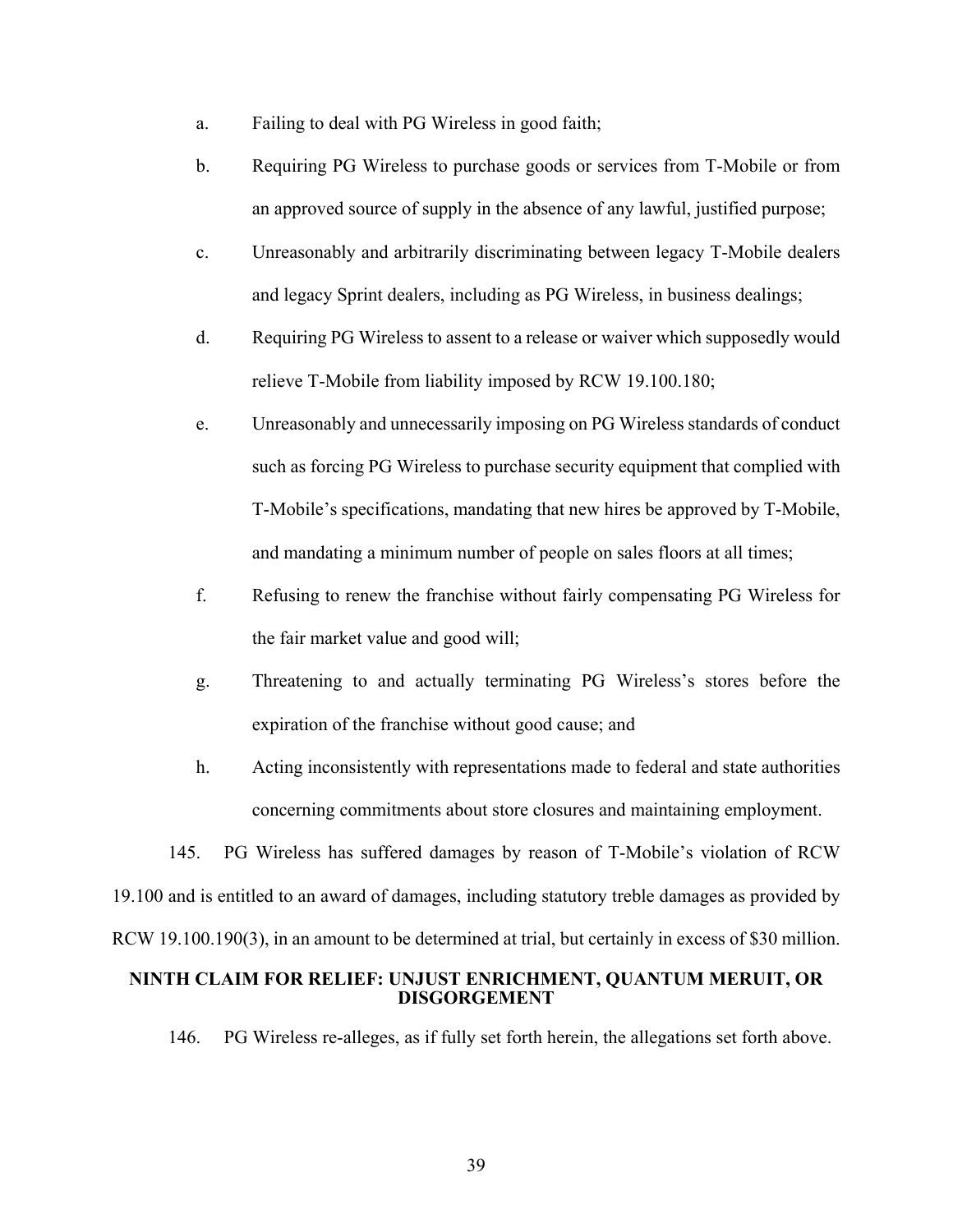a. Failing to deal with PG Wireless in good faith;

b. Requiring PG Wireless to purchase goods or services from T-Mobile or from an approved source of supply in the absence of any lawful, justified purpose;

c. Unreasonably and arbitrarily discriminating between legacy T-Mobile dealers and legacy Sprint dealers, including as PG Wireless, in business dealings;

d. Requiring PG Wireless to assent to a release or waiver which supposedly would relieve T-Mobile from liability imposed by RCW 19.100.180;

e. Unreasonably and unnecessarily imposing on PG Wireless standards of conduct such as forcing PG Wireless to purchase security equipment that complied with T-Mobile's specifications, mandating that new hires be approved by T-Mobile, and mandating a minimum number of people on sales floors at all times;

f. Refusing to renew the franchise without fairly compensating PG Wireless for the fair market value and good will;

g. Threatening to and actually terminating PG Wireless's stores before the expiration of the franchise without good cause; and

h. Acting inconsistently with representations made to federal and state authorities concerning commitments about store closures and maintaining employment.

145. PG Wireless has suffered damages by reason of T-Mobile's violation of RCW 19.100 and is entitled to an award of damages, including statutory treble damages as provided by RCW 19.100.190(3), in an amount to be determined at trial, but certainly in excess of $30 million.

## NINTH CLAIM FOR RELIEF: UNJUST ENRICHMENT, QUANTUM MERUIT, OR DISGORGEMENT

146. PG Wireless re-alleges, as if fully set forth herein, the allegations set forth above.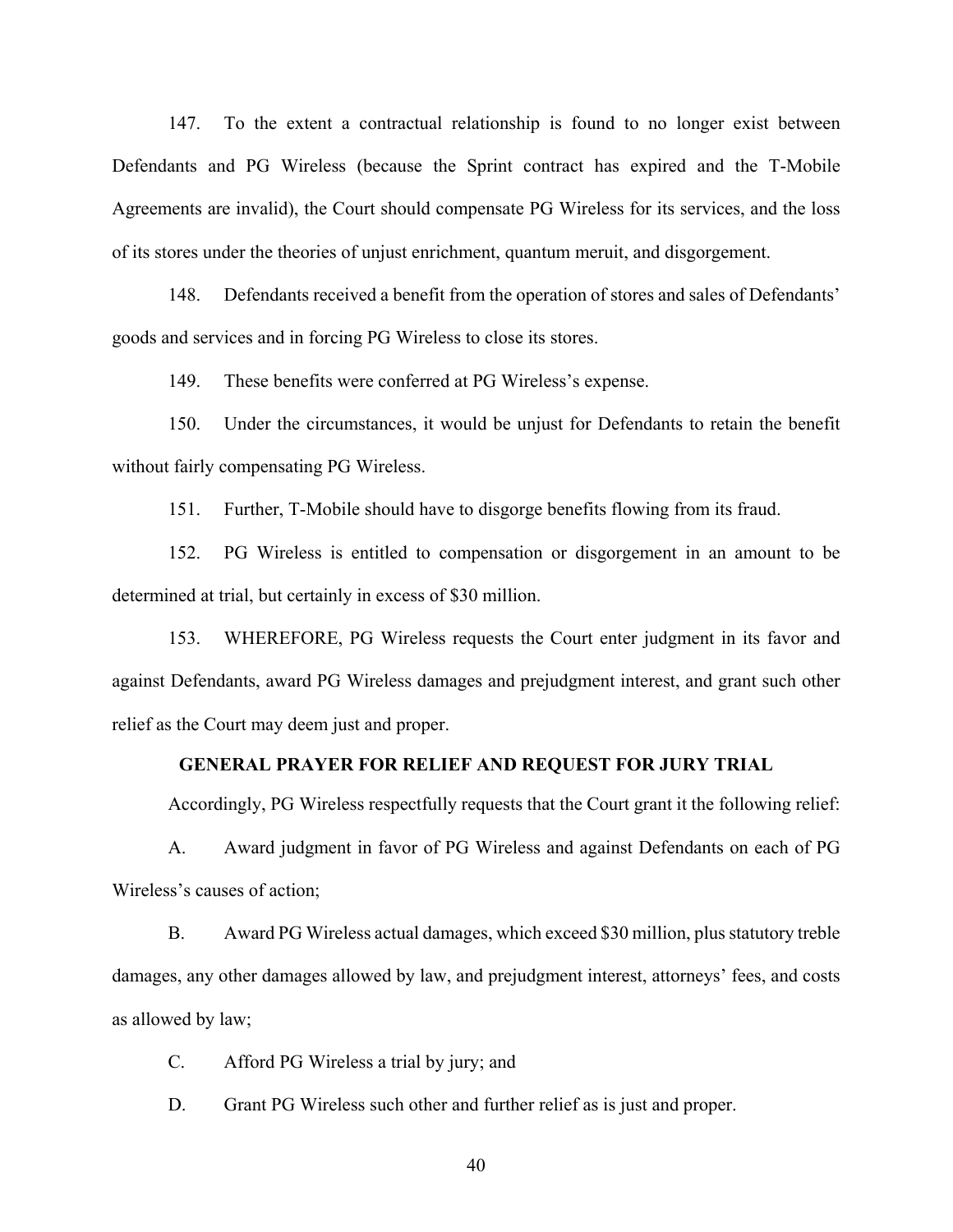147. To the extent a contractual relationship is found to no longer exist between Defendants and PG Wireless (because the Sprint contract has expired and the T-Mobile Agreements are invalid), the Court should compensate PG Wireless for its services, and the loss of its stores under the theories of unjust enrichment, quantum meruit, and disgorgement.

148. Defendants received a benefit from the operation of stores and sales of Defendants' goods and services and in forcing PG Wireless to close its stores.

149. These benefits were conferred at PG Wireless's expense.

150. Under the circumstances, it would be unjust for Defendants to retain the benefit without fairly compensating PG Wireless.

151. Further, T-Mobile should have to disgorge benefits flowing from its fraud.

152. PG Wireless is entitled to compensation or disgorgement in an amount to be determined at trial, but certainly in excess of $30 million.

153. WHEREFORE, PG Wireless requests the Court enter judgment in its favor and against Defendants, award PG Wireless damages and prejudgment interest, and grant such other relief as the Court may deem just and proper.

**GENERAL PRAYER FOR RELIEF AND REQUEST FOR JURY TRIAL**

Accordingly, PG Wireless respectfully requests that the Court grant it the following relief:

A. Award judgment in favor of PG Wireless and against Defendants on each of PG Wireless's causes of action;

B. Award PG Wireless actual damages, which exceed $30 million, plus statutory treble damages, any other damages allowed by law, and prejudgment interest, attorneys' fees, and costs as allowed by law;

C. Afford PG Wireless a trial by jury; and

D. Grant PG Wireless such other and further relief as is just and proper.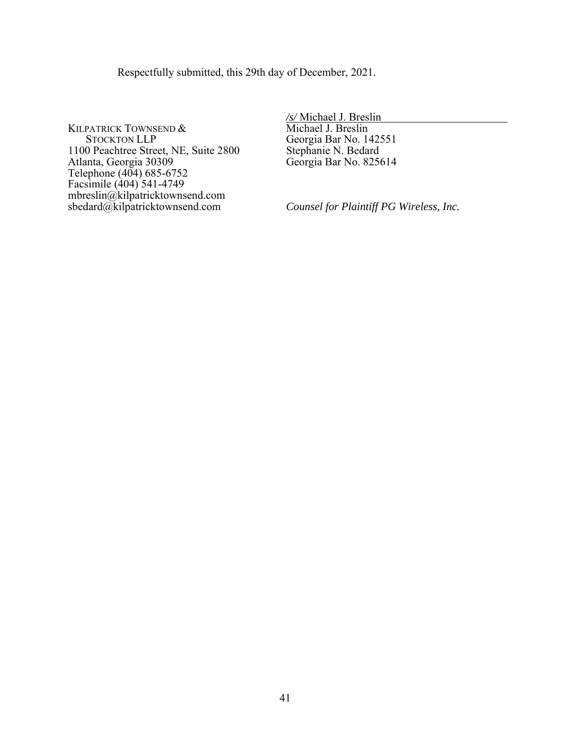Respectfully submitted, this 29th day of December, 2021.

KILPATRICK TOWNSEND &
STOCKTON LLP
1100 Peachtree Street, NE, Suite 2800
Atlanta, Georgia 30309
Telephone (404) 685-6752
Facsimile (404) 541-4749
mbreslin@kilpatricktownsend.com
sbedard@kilpatricktownsend.com

*/s/* Michael J. Breslin
Michael J. Breslin
Georgia Bar No. 142551
Stephanie N. Bedard
Georgia Bar No. 825614

*Counsel for Plaintiff PG Wireless, Inc.*